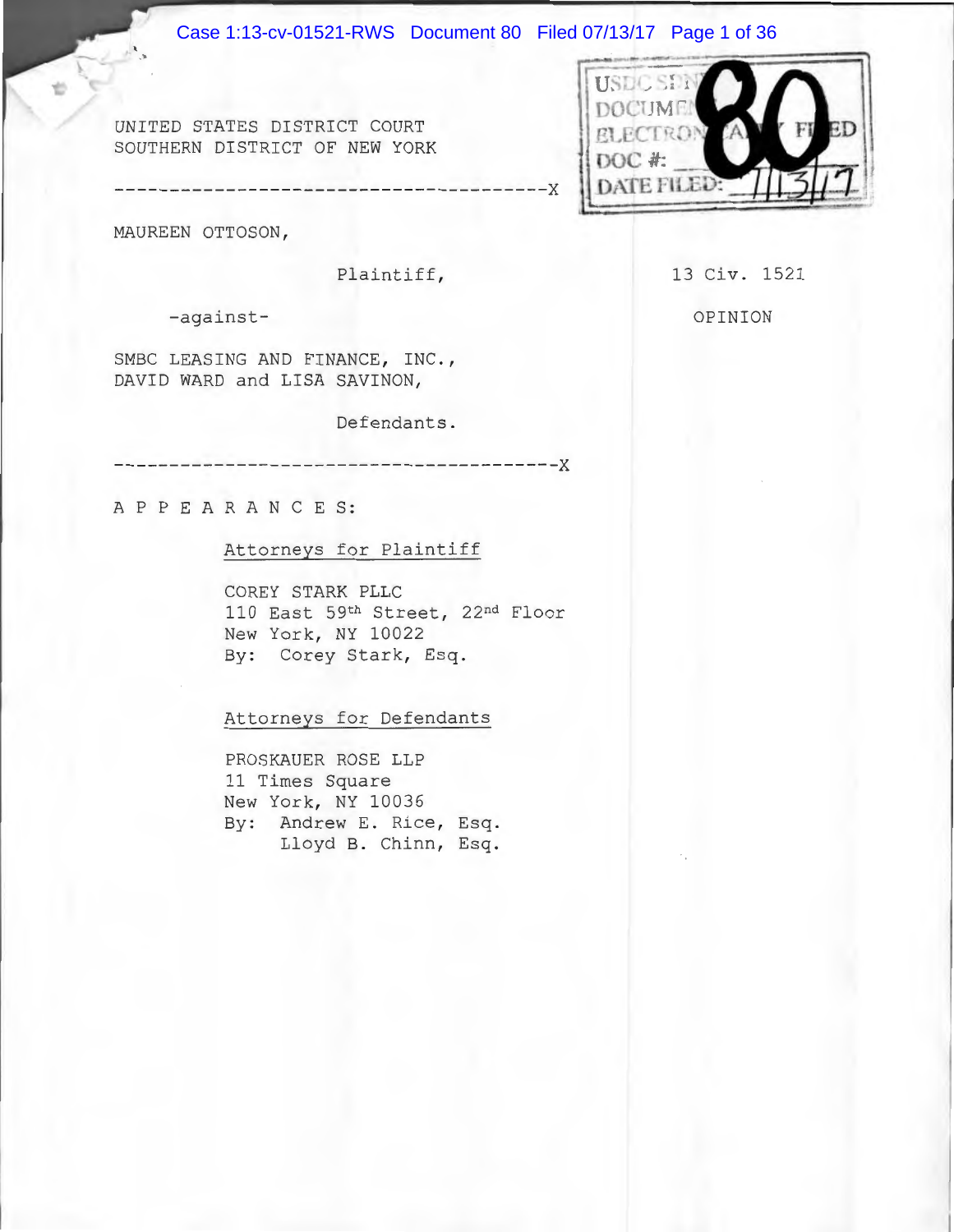UNITED STATES DISTRICT COURT
SOUTHERN DISTRICT OF NEW YORK

---

MAUREEN OTTOSON,

Plaintiff,

-against-

SMBC LEASING AND FINANCE, INC., DAVID WARD and LISA SAVINON,

Defendants.

---

13 Civ. 1521

OPINION

USDC SDNY
DOCUMENT
ELECTRONICALLY FILED
DOC #: 80
DATE FILED: 7/13/17

A P P E A R A N C E S:

Attorneys for Plaintiff

COREY STARK PLLC
110 East 59th Street, 22nd Floor
New York, NY 10022
By: Corey Stark, Esq.

Attorneys for Defendants

PROSKAUER ROSE LLP
11 Times Square
New York, NY 10036
By: Andrew E. Rice, Esq.
Lloyd B. Chinn, Esq.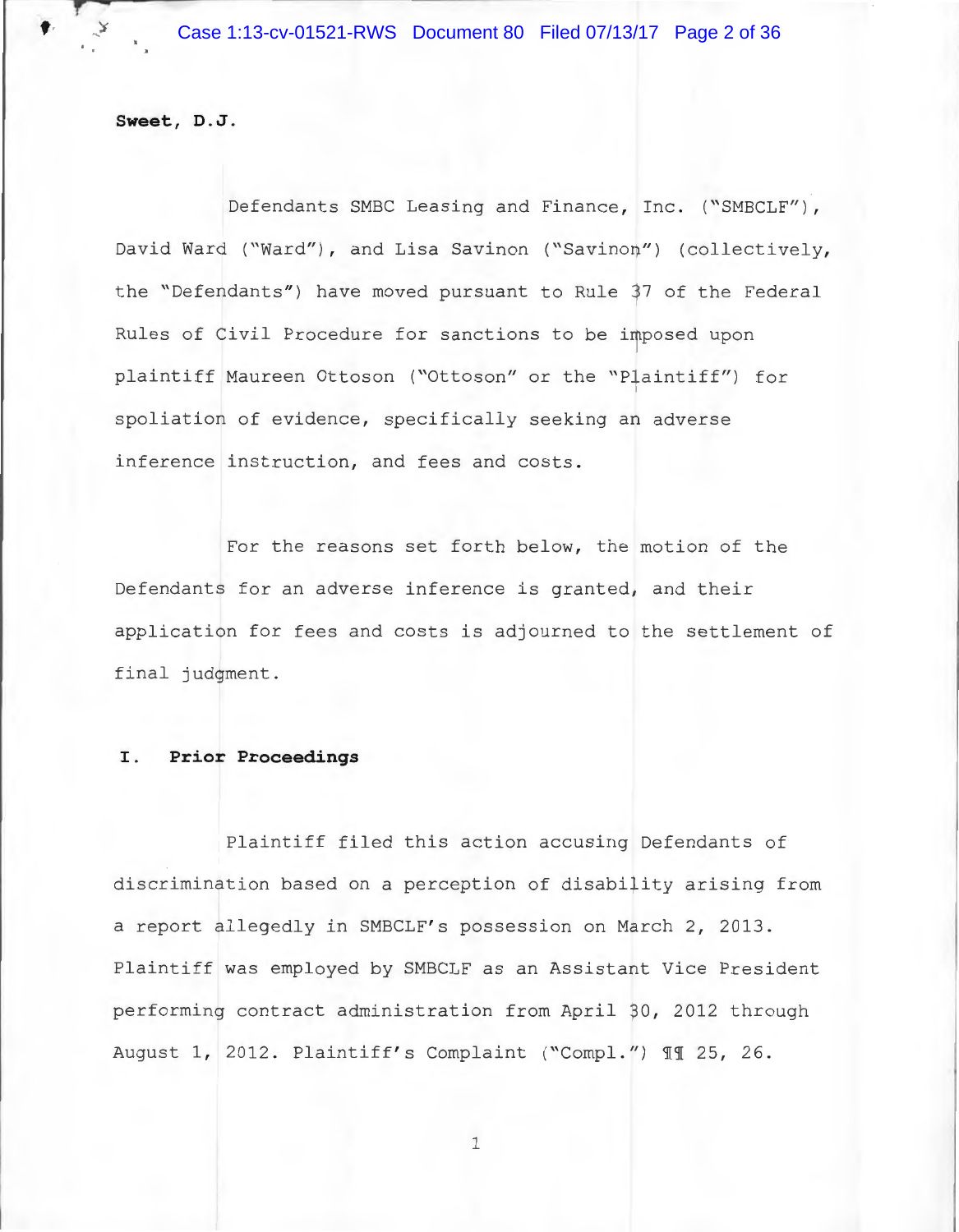**Sweet, D.J.**

Defendants SMBC Leasing and Finance, Inc. ("SMBCLF"), David Ward ("Ward"), and Lisa Savinon ("Savinon") (collectively, the "Defendants") have moved pursuant to Rule 37 of the Federal Rules of Civil Procedure for sanctions to be imposed upon plaintiff Maureen Ottoson ("Ottoson" or the "Plaintiff") for spoliation of evidence, specifically seeking an adverse inference instruction, and fees and costs.

For the reasons set forth below, the motion of the Defendants for an adverse inference is granted, and their application for fees and costs is adjourned to the settlement of final judgment.

## I. Prior Proceedings

Plaintiff filed this action accusing Defendants of discrimination based on a perception of disability arising from a report allegedly in SMBCLF's possession on March 2, 2013. Plaintiff was employed by SMBCLF as an Assistant Vice President performing contract administration from April 30, 2012 through August 1, 2012. Plaintiff's Complaint ("Compl.") ¶¶ 25, 26.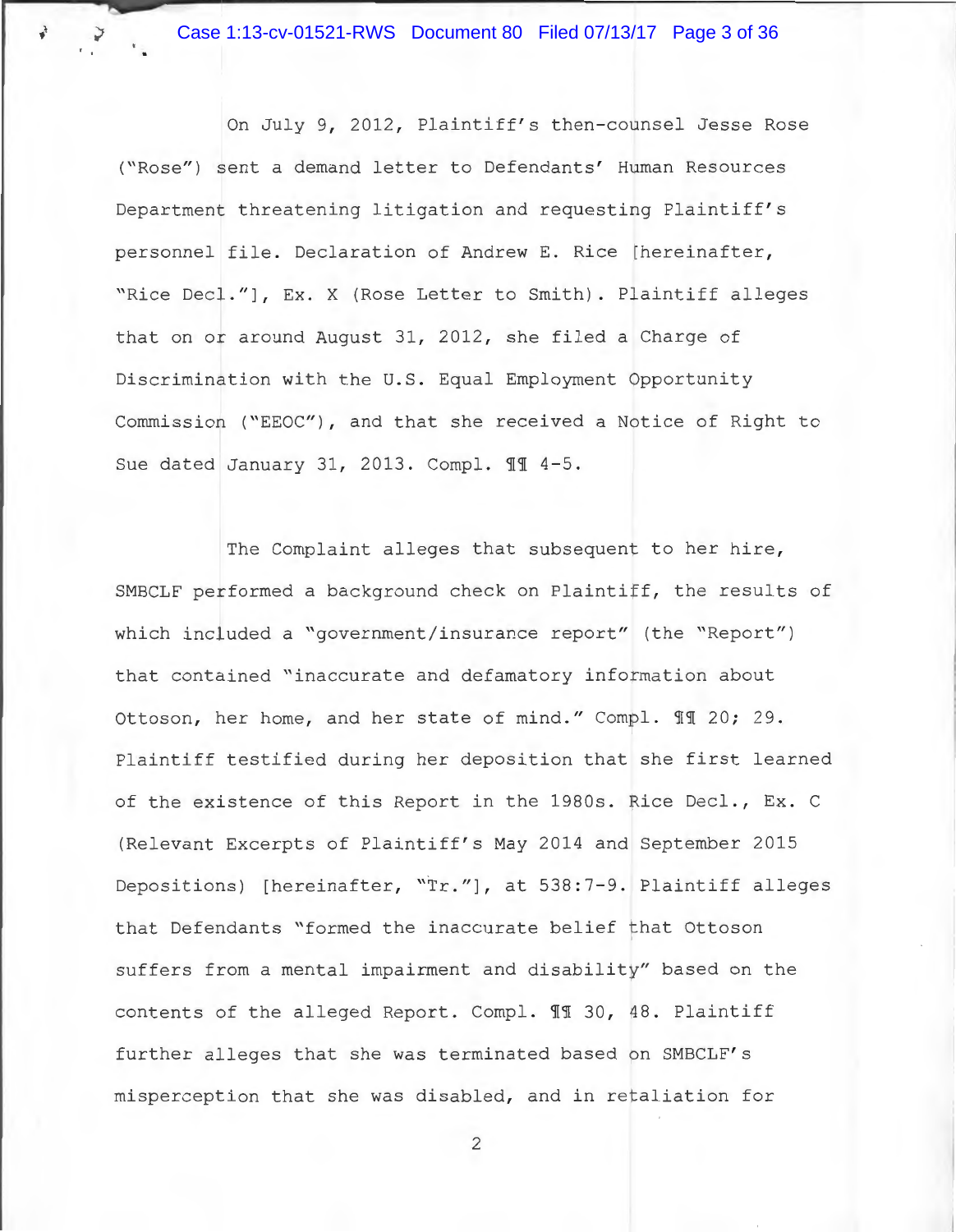On July 9, 2012, Plaintiff's then-counsel Jesse Rose ("Rose") sent a demand letter to Defendants' Human Resources Department threatening litigation and requesting Plaintiff's personnel file. Declaration of Andrew E. Rice [hereinafter, "Rice Decl."], Ex. X (Rose Letter to Smith). Plaintiff alleges that on or around August 31, 2012, she filed a Charge of Discrimination with the U.S. Equal Employment Opportunity Commission ("EEOC"), and that she received a Notice of Right to Sue dated January 31, 2013. Compl. ¶¶ 4-5.

The Complaint alleges that subsequent to her hire, SMBCLF performed a background check on Plaintiff, the results of which included a "government/insurance report" (the "Report") that contained "inaccurate and defamatory information about Ottoson, her home, and her state of mind." Compl. ¶¶ 20; 29. Plaintiff testified during her deposition that she first learned of the existence of this Report in the 1980s. Rice Decl., Ex. C (Relevant Excerpts of Plaintiff's May 2014 and September 2015 Depositions) [hereinafter, "Tr."], at 538:7-9. Plaintiff alleges that Defendants "formed the inaccurate belief that Ottoson suffers from a mental impairment and disability" based on the contents of the alleged Report. Compl. ¶¶ 30, 48. Plaintiff further alleges that she was terminated based on SMBCLF's misperception that she was disabled, and in retaliation for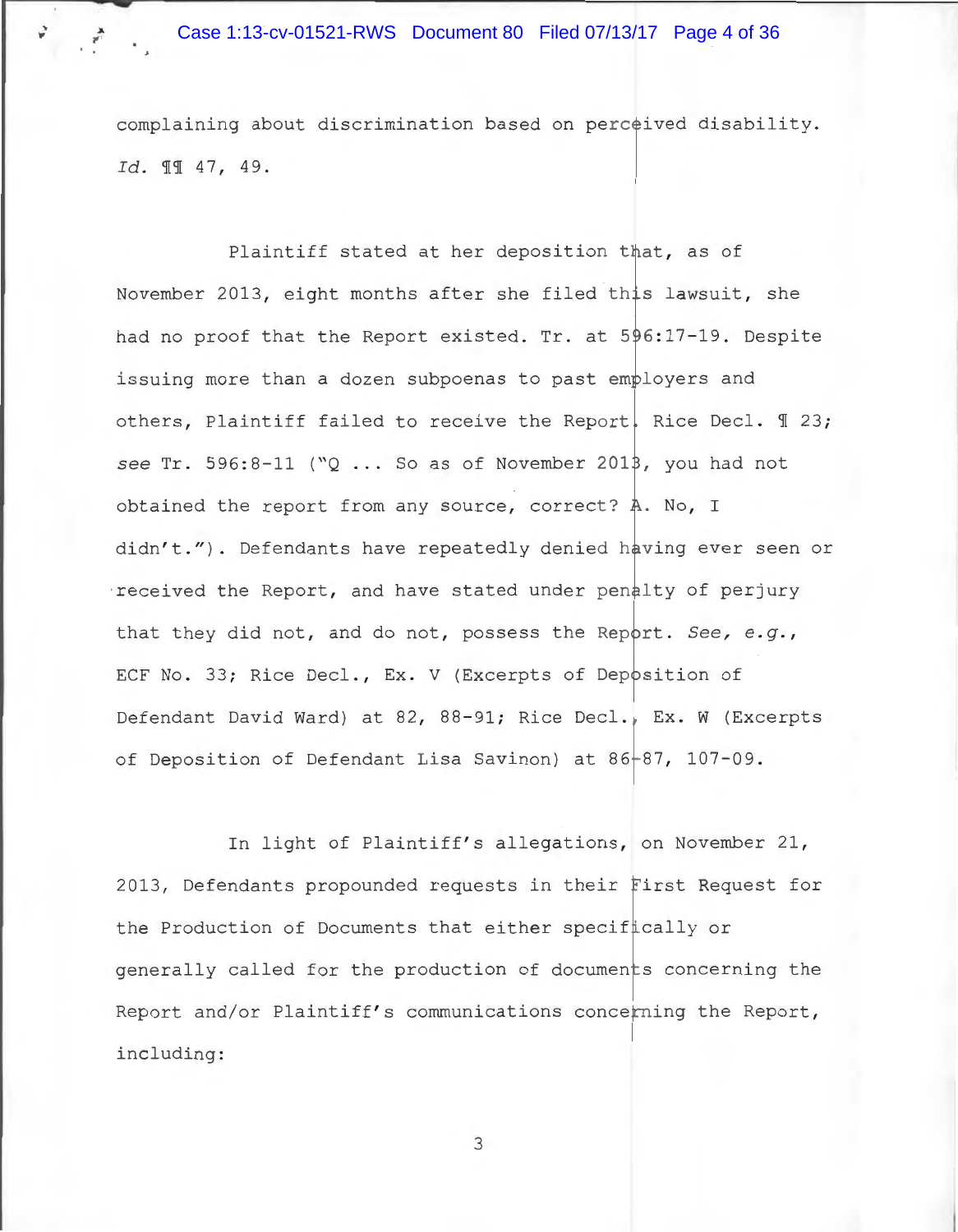complaining about discrimination based on perceived disability. *Id.* ¶¶ 47, 49.

Plaintiff stated at her deposition that, as of November 2013, eight months after she filed this lawsuit, she had no proof that the Report existed. Tr. at 596:17-19. Despite issuing more than a dozen subpoenas to past employers and others, Plaintiff failed to receive the Report. Rice Decl. ¶ 23; *see* Tr. 596:8-11 ("Q ... So as of November 2013, you had not obtained the report from any source, correct? A. No, I didn't."). Defendants have repeatedly denied having ever seen or received the Report, and have stated under penalty of perjury that they did not, and do not, possess the Report. *See, e.g.*, ECF No. 33; Rice Decl., Ex. V (Excerpts of Deposition of Defendant David Ward) at 82, 88-91; Rice Decl., Ex. W (Excerpts of Deposition of Defendant Lisa Savinon) at 86-87, 107-09.

In light of Plaintiff's allegations, on November 21, 2013, Defendants propounded requests in their First Request for the Production of Documents that either specifically or generally called for the production of documents concerning the Report and/or Plaintiff's communications concerning the Report, including: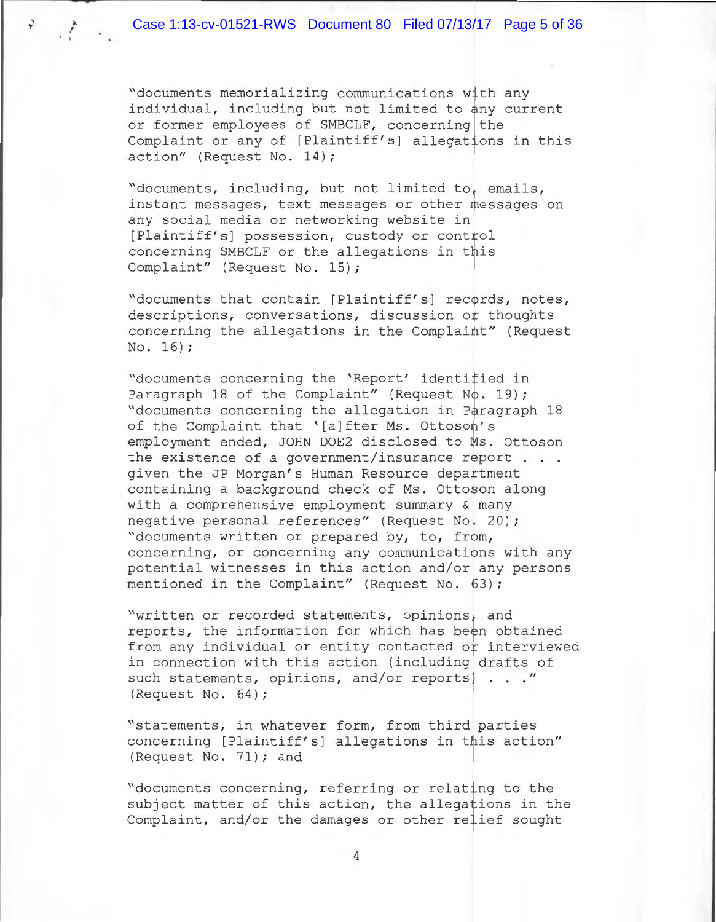"documents memorializing communications with any individual, including but not limited to any current or former employees of SMBCLF, concerning the Complaint or any of [Plaintiff's] allegations in this action" (Request No. 14);

"documents, including, but not limited to, emails, instant messages, text messages or other messages on any social media or networking website in [Plaintiff's] possession, custody or control concerning SMBCLF or the allegations in this Complaint" (Request No. 15);

"documents that contain [Plaintiff's] records, notes, descriptions, conversations, discussion or thoughts concerning the allegations in the Complaint" (Request No. 16);

"documents concerning the 'Report' identified in Paragraph 18 of the Complaint" (Request No. 19); "documents concerning the allegation in Paragraph 18 of the Complaint that '[a]fter Ms. Ottoson's employment ended, JOHN DOE2 disclosed to Ms. Ottoson the existence of a government/insurance report . . . given the JP Morgan's Human Resource department containing a background check of Ms. Ottoson along with a comprehensive employment summary & many negative personal references" (Request No. 20); "documents written or prepared by, to, from, concerning, or concerning any communications with any potential witnesses in this action and/or any persons mentioned in the Complaint" (Request No. 63);

"written or recorded statements, opinions, and reports, the information for which has been obtained from any individual or entity contacted or interviewed in connection with this action (including drafts of such statements, opinions, and/or reports) . . ." (Request No. 64);

"statements, in whatever form, from third parties concerning [Plaintiff's] allegations in this action" (Request No. 71); and

"documents concerning, referring or relating to the subject matter of this action, the allegations in the Complaint, and/or the damages or other relief sought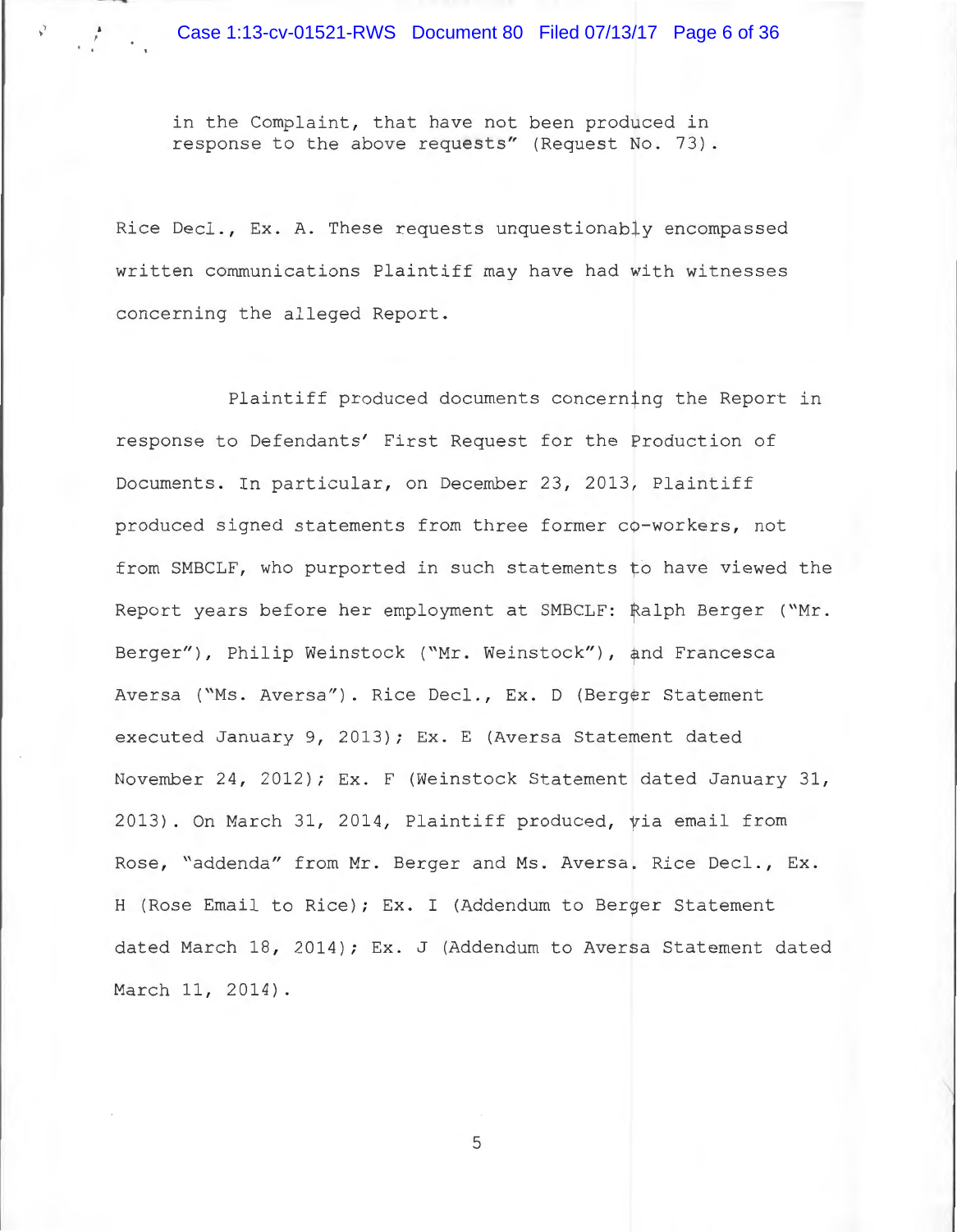in the Complaint, that have not been produced in response to the above requests" (Request No. 73).

Rice Decl., Ex. A. These requests unquestionably encompassed written communications Plaintiff may have had with witnesses concerning the alleged Report.

Plaintiff produced documents concerning the Report in response to Defendants' First Request for the Production of Documents. In particular, on December 23, 2013, Plaintiff produced signed statements from three former co-workers, not from SMBCLF, who purported in such statements to have viewed the Report years before her employment at SMBCLF: Ralph Berger ("Mr. Berger"), Philip Weinstock ("Mr. Weinstock"), and Francesca Aversa ("Ms. Aversa"). Rice Decl., Ex. D (Berger Statement executed January 9, 2013); Ex. E (Aversa Statement dated November 24, 2012); Ex. F (Weinstock Statement dated January 31, 2013). On March 31, 2014, Plaintiff produced, via email from Rose, "addenda" from Mr. Berger and Ms. Aversa. Rice Decl., Ex. H (Rose Email to Rice); Ex. I (Addendum to Berger Statement dated March 18, 2014); Ex. J (Addendum to Aversa Statement dated March 11, 2014).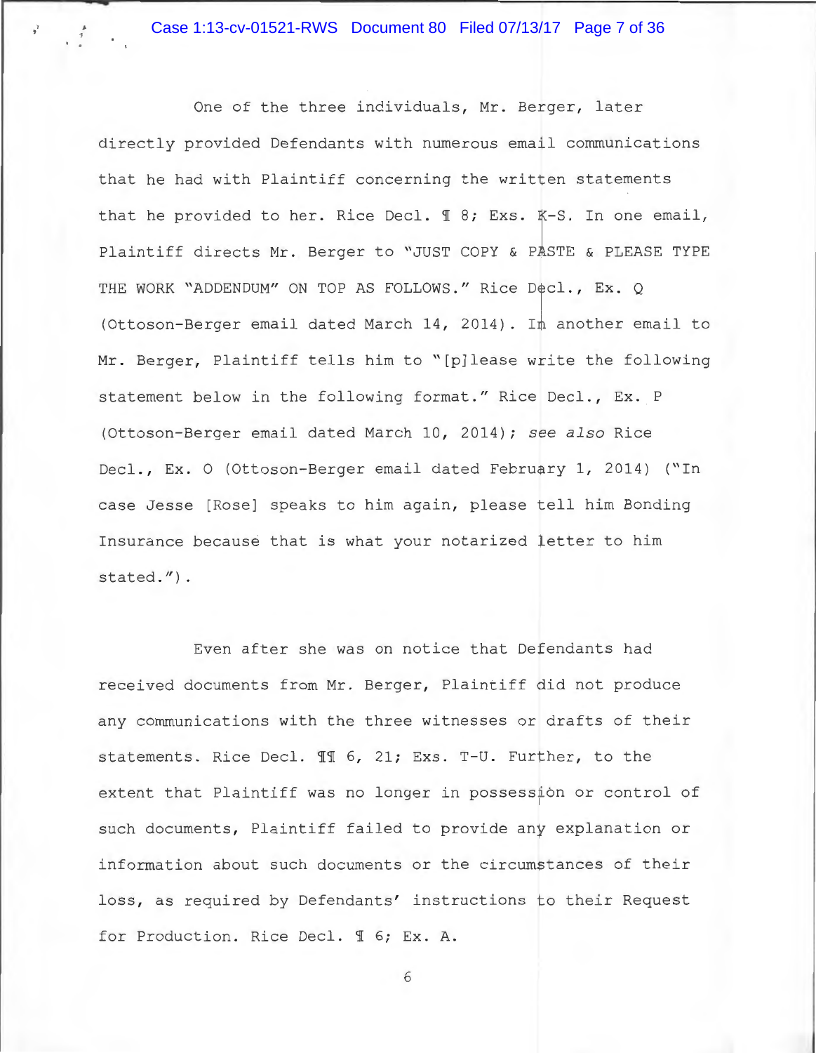One of the three individuals, Mr. Berger, later directly provided Defendants with numerous email communications that he had with Plaintiff concerning the written statements that he provided to her. Rice Decl. ¶ 8; Exs. K-S. In one email, Plaintiff directs Mr. Berger to "JUST COPY & PASTE & PLEASE TYPE THE WORK "ADDENDUM" ON TOP AS FOLLOWS." Rice Decl., Ex. Q (Ottoson-Berger email dated March 14, 2014). In another email to Mr. Berger, Plaintiff tells him to "[p]lease write the following statement below in the following format." Rice Decl., Ex. P (Ottoson-Berger email dated March 10, 2014); *see also* Rice Decl., Ex. O (Ottoson-Berger email dated February 1, 2014) ("In case Jesse [Rose] speaks to him again, please tell him Bonding Insurance because that is what your notarized letter to him stated.").

Even after she was on notice that Defendants had received documents from Mr. Berger, Plaintiff did not produce any communications with the three witnesses or drafts of their statements. Rice Decl. ¶¶ 6, 21; Exs. T-U. Further, to the extent that Plaintiff was no longer in possession or control of such documents, Plaintiff failed to provide any explanation or information about such documents or the circumstances of their loss, as required by Defendants' instructions to their Request for Production. Rice Decl. ¶ 6; Ex. A.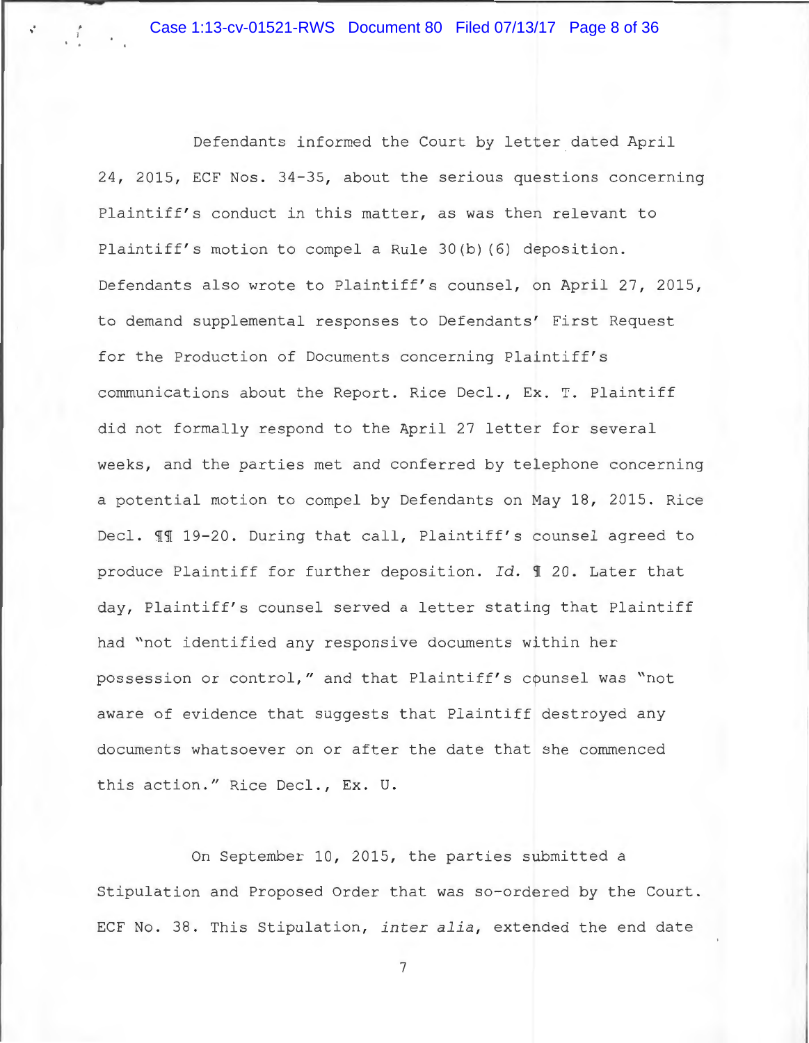Defendants informed the Court by letter dated April 24, 2015, ECF Nos. 34-35, about the serious questions concerning Plaintiff's conduct in this matter, as was then relevant to Plaintiff's motion to compel a Rule 30(b)(6) deposition. Defendants also wrote to Plaintiff's counsel, on April 27, 2015, to demand supplemental responses to Defendants' First Request for the Production of Documents concerning Plaintiff's communications about the Report. Rice Decl., Ex. T. Plaintiff did not formally respond to the April 27 letter for several weeks, and the parties met and conferred by telephone concerning a potential motion to compel by Defendants on May 18, 2015. Rice Decl. ¶¶ 19-20. During that call, Plaintiff's counsel agreed to produce Plaintiff for further deposition. *Id.* ¶ 20. Later that day, Plaintiff's counsel served a letter stating that Plaintiff had "not identified any responsive documents within her possession or control," and that Plaintiff's counsel was "not aware of evidence that suggests that Plaintiff destroyed any documents whatsoever on or after the date that she commenced this action." Rice Decl., Ex. U.

On September 10, 2015, the parties submitted a Stipulation and Proposed Order that was so-ordered by the Court. ECF No. 38. This Stipulation, *inter alia*, extended the end date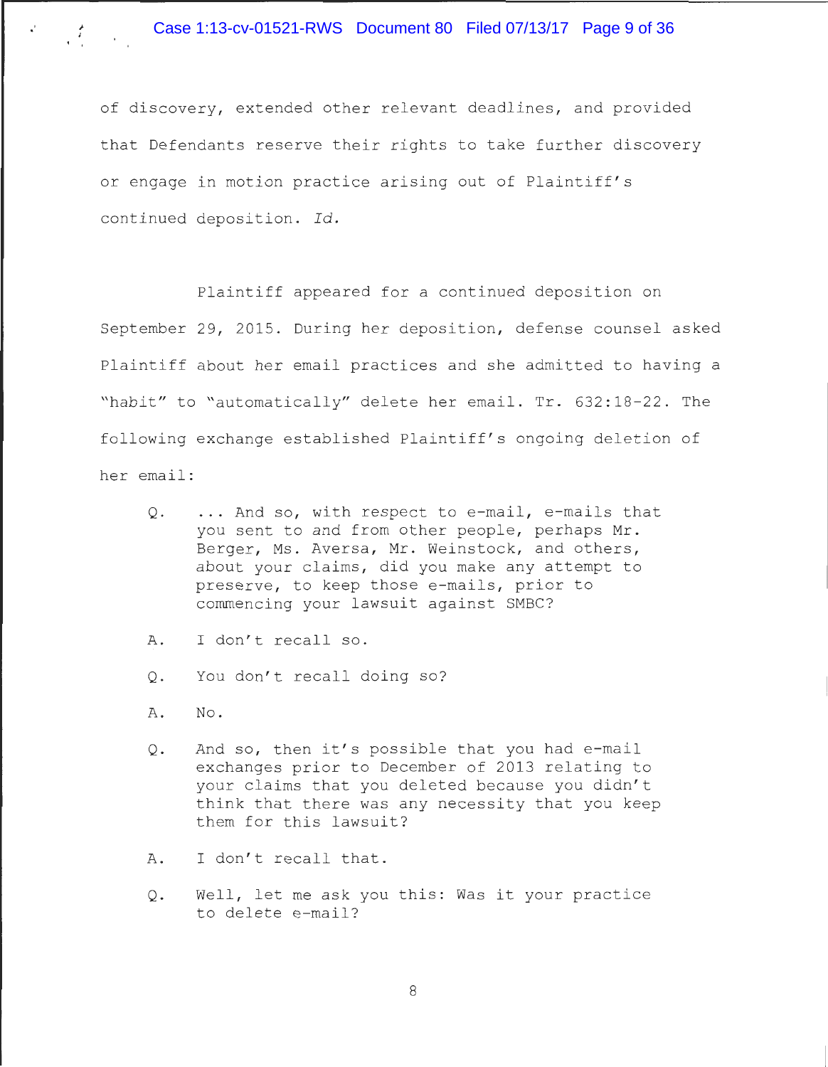of discovery, extended other relevant deadlines, and provided that Defendants reserve their rights to take further discovery or engage in motion practice arising out of Plaintiff's continued deposition. *Id.*

Plaintiff appeared for a continued deposition on September 29, 2015. During her deposition, defense counsel asked Plaintiff about her email practices and she admitted to having a "habit" to "automatically" delete her email. Tr. 632:18-22. The following exchange established Plaintiff's ongoing deletion of her email:

> Q. ... And so, with respect to e-mail, e-mails that you sent to and from other people, perhaps Mr. Berger, Ms. Aversa, Mr. Weinstock, and others, about your claims, did you make any attempt to preserve, to keep those e-mails, prior to commencing your lawsuit against SMBC?
>
> A. I don't recall so.
>
> Q. You don't recall doing so?
>
> A. No.
>
> Q. And so, then it's possible that you had e-mail exchanges prior to December of 2013 relating to your claims that you deleted because you didn't think that there was any necessity that you keep them for this lawsuit?
>
> A. I don't recall that.
>
> Q. Well, let me ask you this: Was it your practice to delete e-mail?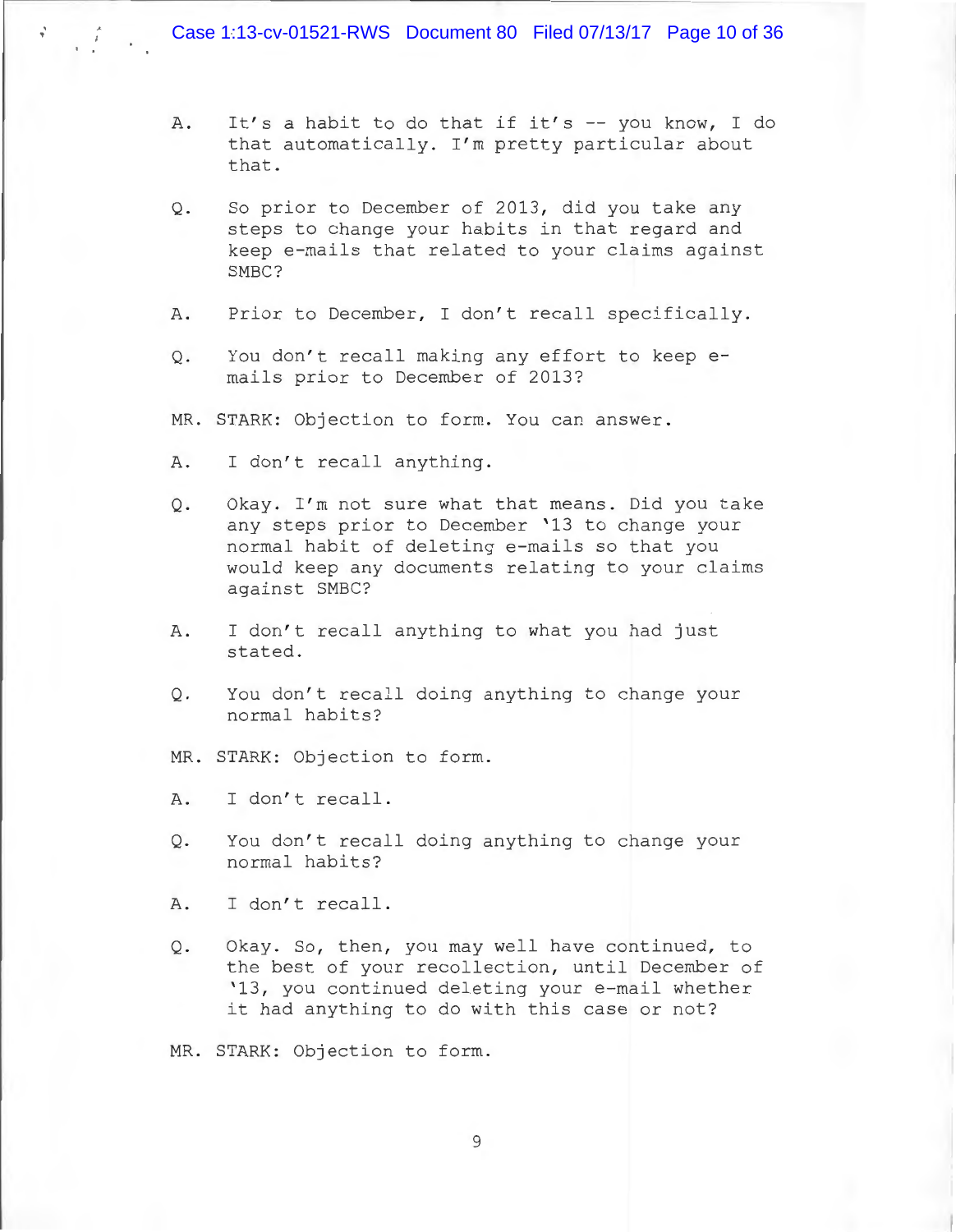A. It's a habit to do that if it's -- you know, I do that automatically. I'm pretty particular about that.

Q. So prior to December of 2013, did you take any steps to change your habits in that regard and keep e-mails that related to your claims against SMBC?

A. Prior to December, I don't recall specifically.

Q. You don't recall making any effort to keep e-mails prior to December of 2013?

MR. STARK: Objection to form. You can answer.

A. I don't recall anything.

Q. Okay. I'm not sure what that means. Did you take any steps prior to December '13 to change your normal habit of deleting e-mails so that you would keep any documents relating to your claims against SMBC?

A. I don't recall anything to what you had just stated.

Q. You don't recall doing anything to change your normal habits?

MR. STARK: Objection to form.

A. I don't recall.

Q. You don't recall doing anything to change your normal habits?

A. I don't recall.

Q. Okay. So, then, you may well have continued, to the best of your recollection, until December of '13, you continued deleting your e-mail whether it had anything to do with this case or not?

MR. STARK: Objection to form.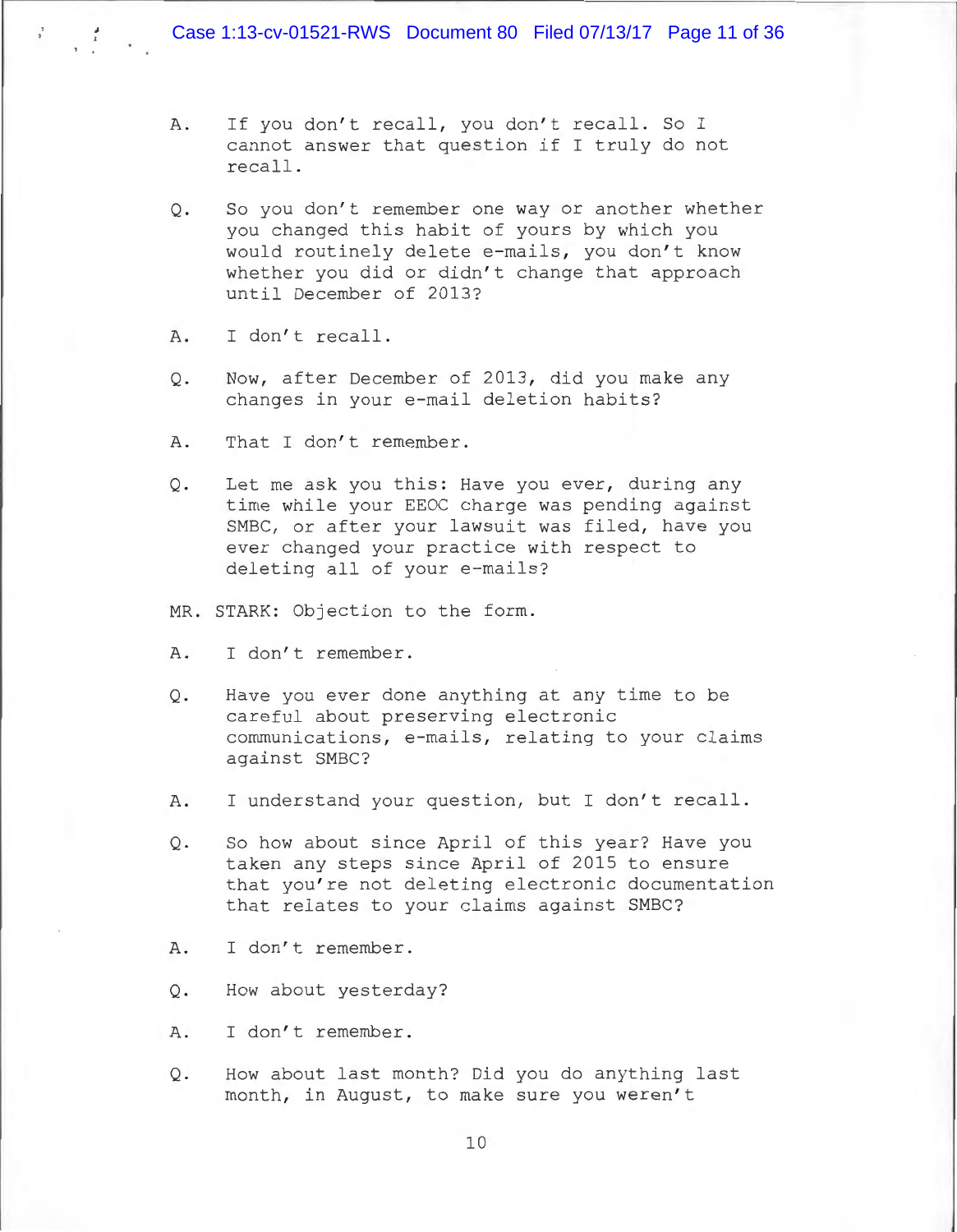A. If you don't recall, you don't recall. So I cannot answer that question if I truly do not recall.

Q. So you don't remember one way or another whether you changed this habit of yours by which you would routinely delete e-mails, you don't know whether you did or didn't change that approach until December of 2013?

A. I don't recall.

Q. Now, after December of 2013, did you make any changes in your e-mail deletion habits?

A. That I don't remember.

Q. Let me ask you this: Have you ever, during any time while your EEOC charge was pending against SMBC, or after your lawsuit was filed, have you ever changed your practice with respect to deleting all of your e-mails?

MR. STARK: Objection to the form.

A. I don't remember.

Q. Have you ever done anything at any time to be careful about preserving electronic communications, e-mails, relating to your claims against SMBC?

A. I understand your question, but I don't recall.

Q. So how about since April of this year? Have you taken any steps since April of 2015 to ensure that you're not deleting electronic documentation that relates to your claims against SMBC?

A. I don't remember.

Q. How about yesterday?

A. I don't remember.

Q. How about last month? Did you do anything last month, in August, to make sure you weren't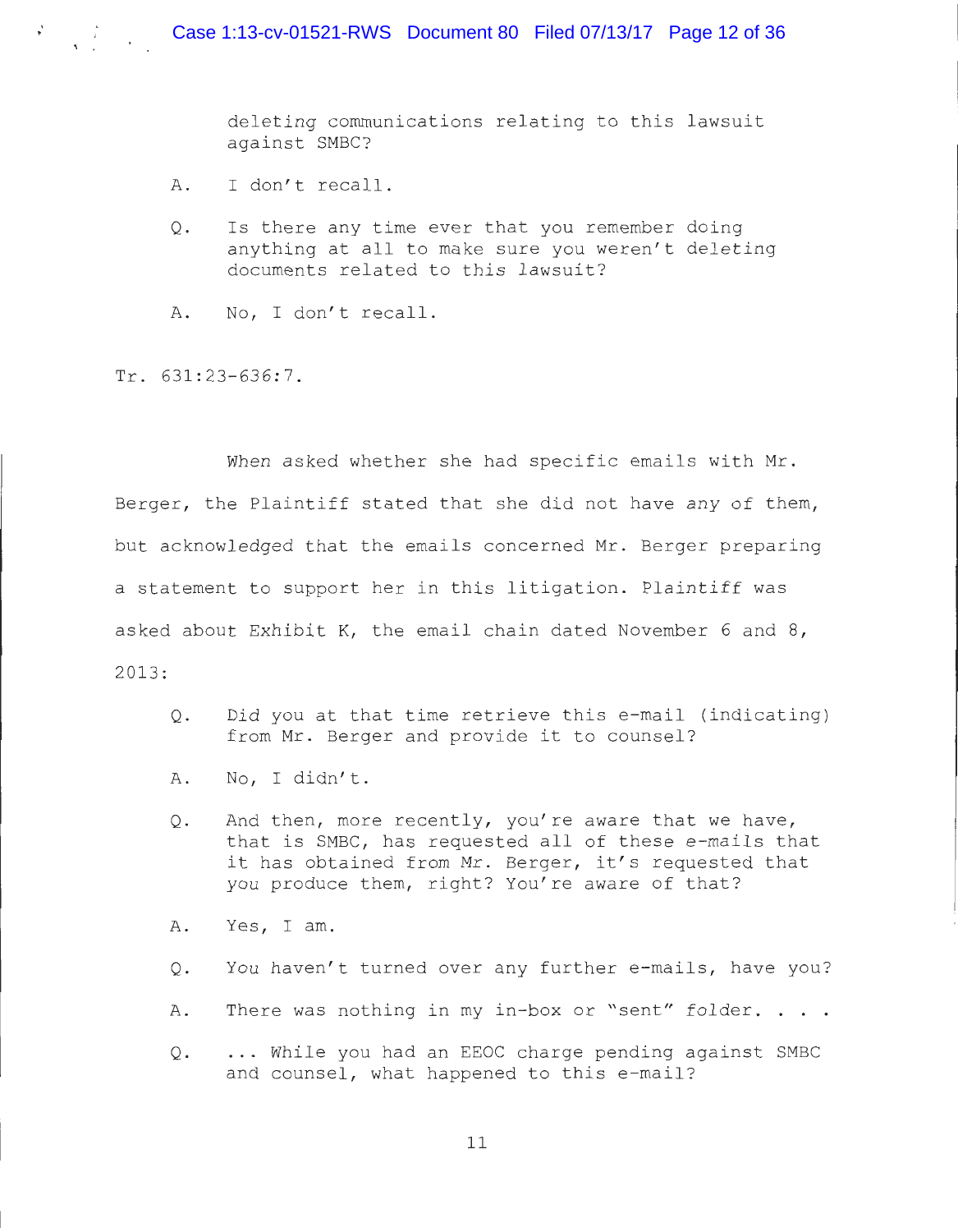deleting communications relating to this lawsuit against SMBC?

A. I don't recall.

Q. Is there any time ever that you remember doing anything at all to make sure you weren't deleting documents related to this lawsuit?

A. No, I don't recall.

Tr. 631:23-636:7.

When asked whether she had specific emails with Mr. Berger, the Plaintiff stated that she did not have *any* of them, but acknowledged that the emails concerned Mr. Berger preparing a statement to support her in this litigation. Plaintiff was asked about Exhibit K, the email chain dated November 6 and 8, 2013:

Q. Did you at that time retrieve this e-mail (indicating) from Mr. Berger and provide it to counsel?

A. No, I didn't.

Q. And then, more recently, you're aware that we have, that is SMBC, has requested all of these e-mails that it has obtained from Mr. Berger, it's requested that you produce them, right? You're aware of that?

A. Yes, I am.

Q. You haven't turned over any further e-mails, have you?

A. There was nothing in my in-box or "sent" folder. . . .

Q. ... While you had an EEOC charge pending against SMBC and counsel, what happened to this e-mail?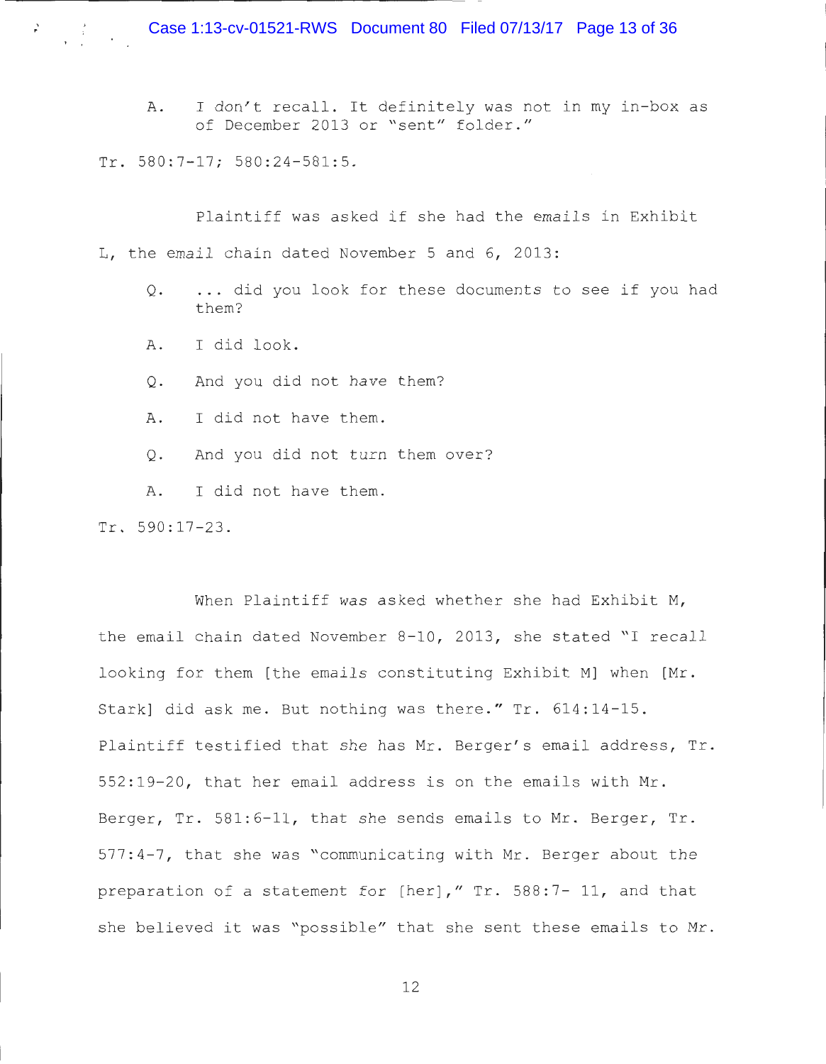> A. I don't recall. It definitely was not in my in-box as of December 2013 or "sent" folder."

Tr. 580:7-17; 580:24-581:5.

Plaintiff was asked if she had the emails in Exhibit L, the email chain dated November 5 and 6, 2013:

> Q. ... did you look for these documents to see if you had them?
>
> A. I did look.
>
> Q. And you did not have them?
>
> A. I did not have them.
>
> Q. And you did not turn them over?
>
> A. I did not have them.

Tr. 590:17-23.

When Plaintiff was asked whether she had Exhibit M, the email chain dated November 8-10, 2013, she stated "I recall looking for them [the emails constituting Exhibit M] when [Mr. Stark] did ask me. But nothing was there." Tr. 614:14-15. Plaintiff testified that she has Mr. Berger's email address, Tr. 552:19-20, that her email address is on the emails with Mr. Berger, Tr. 581:6-11, that she sends emails to Mr. Berger, Tr. 577:4-7, that she was "communicating with Mr. Berger about the preparation of a statement for [her]," Tr. 588:7- 11, and that she believed it was "possible" that she sent these emails to Mr.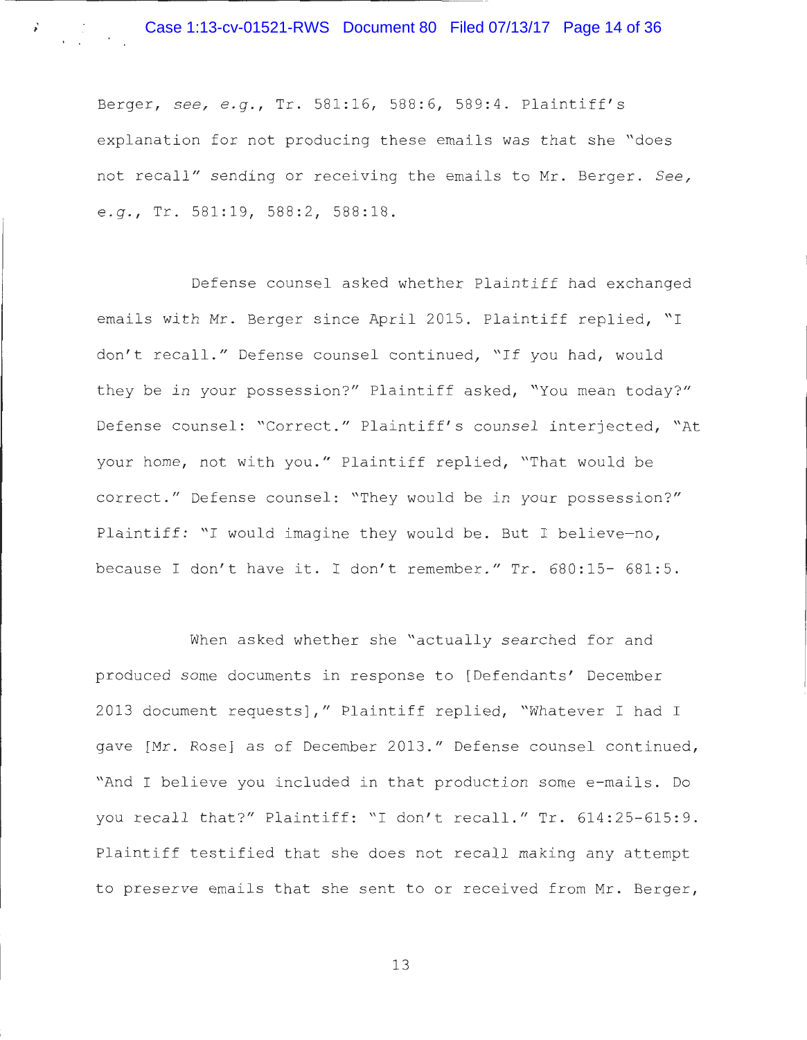Berger, *see, e.g.*, Tr. 581:16, 588:6, 589:4. Plaintiff's explanation for not producing these emails was that she "does not recall" sending or receiving the emails to Mr. Berger. *See, e.g.*, Tr. 581:19, 588:2, 588:18.

Defense counsel asked whether Plaintiff had exchanged emails with Mr. Berger since April 2015. Plaintiff replied, "I don't recall." Defense counsel continued, "If you had, would they be *in* your possession?" Plaintiff asked, "You mean today?" Defense counsel: "Correct." Plaintiff's *counsel* interjected, "At your home, not with you." Plaintiff replied, "That would be correct." Defense counsel: "They would be *in* your possession?" Plaintiff: "I would imagine they would be. But I believe—no, because I don't have it. I don't remember." Tr. 680:15- 681:5.

When asked whether she "actually *searched* for and produced *some* documents in response to [Defendants' December 2013 document requests]," Plaintiff replied, "Whatever I had I gave [Mr. Rose] as of December 2013." Defense counsel continued, "And I believe you included in that *production* some e-mails. Do you recall that?" Plaintiff: "I don't recall." Tr. 614:25-615:9. Plaintiff testified that she does not recall making any attempt to preserve emails that she sent to or received from Mr. Berger,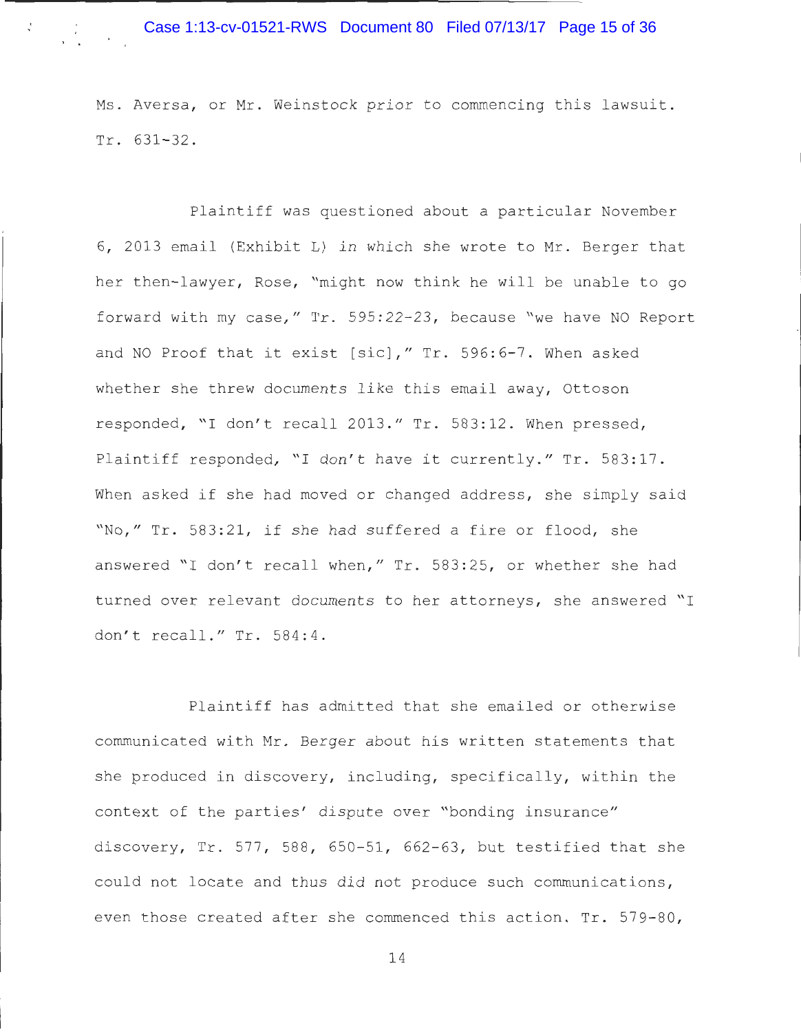Ms. Aversa, or Mr. Weinstock prior to commencing this lawsuit. Tr. 631-32.

Plaintiff was questioned about a particular November 6, 2013 email (Exhibit L) in which she wrote to Mr. Berger that her then-lawyer, Rose, "might now think he will be unable to go forward with my case," Tr. 595:22-23, because "we have NO Report and NO Proof that it exist [sic]," Tr. 596:6-7. When asked whether she threw documents like this email away, Ottoson responded, "I don't recall 2013." Tr. 583:12. When pressed, Plaintiff responded, "I don't have it currently." Tr. 583:17. When asked if she had moved or changed address, she simply said "No," Tr. 583:21, if she had suffered a fire or flood, she answered "I don't recall when," Tr. 583:25, or whether she had turned over relevant documents to her attorneys, she answered "I don't recall." Tr. 584:4.

Plaintiff has admitted that she emailed or otherwise communicated with Mr. Berger about his written statements that she produced in discovery, including, specifically, within the context of the parties' dispute over "bonding insurance" discovery, Tr. 577, 588, 650-51, 662-63, but testified that she could not locate and thus did not produce such communications, even those created after she commenced this action. Tr. 579-80,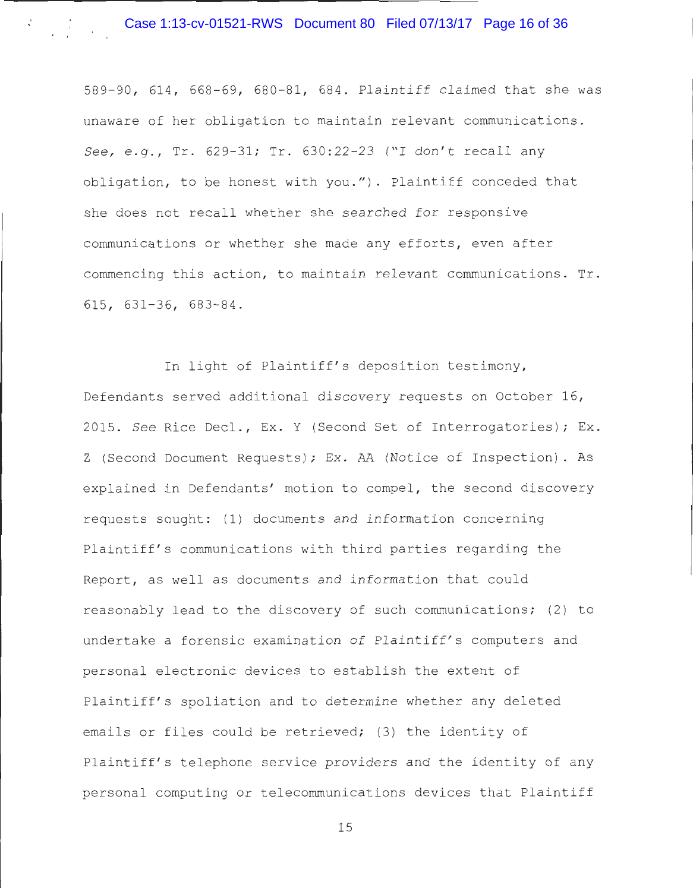589-90, 614, 668-69, 680-81, 684. Plaintiff claimed that she was unaware of her obligation to maintain relevant communications. *See, e.g.*, Tr. 629-31; Tr. 630:22-23 ("I don't recall any obligation, to be honest with you."). Plaintiff conceded that she does not recall whether she *searched for* responsive communications or whether she made any efforts, even after commencing this action, to maintain *relevant* communications. Tr. 615, 631-36, 683-84.

In light of Plaintiff's deposition testimony, Defendants served additional discovery requests on October 16, 2015. *See* Rice Decl., Ex. Y (Second Set of Interrogatories); Ex. Z (Second Document Requests); Ex. AA (Notice of Inspection). As explained in Defendants' motion to compel, the second discovery requests sought: (1) documents and information concerning Plaintiff's communications with third parties regarding the Report, as well as documents and information that could reasonably lead to the discovery of such communications; (2) to undertake a forensic examination of Plaintiff's computers and personal electronic devices to establish the extent of Plaintiff's spoliation and to determine whether any deleted emails or files could be retrieved; (3) the identity of Plaintiff's telephone service providers and the identity of any personal computing or telecommunications devices that Plaintiff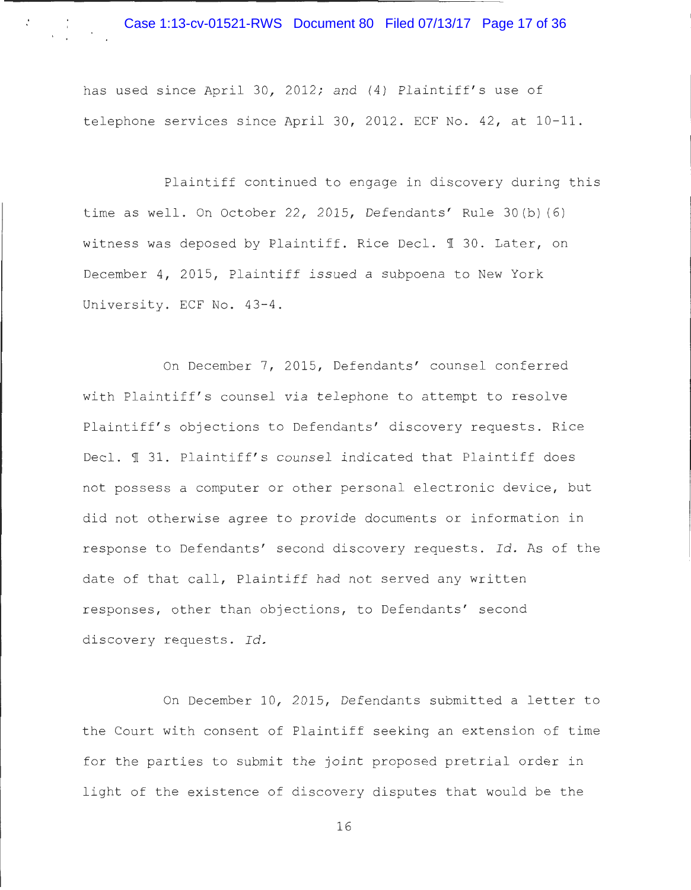has used since April 30, 2012; and (4) Plaintiff's use of telephone services since April 30, 2012. ECF No. 42, at 10-11.

Plaintiff continued to engage in discovery during this time as well. On October 22, 2015, Defendants' Rule 30(b)(6) witness was deposed by Plaintiff. Rice Decl. ¶ 30. Later, on December 4, 2015, Plaintiff issued a subpoena to New York University. ECF No. 43-4.

On December 7, 2015, Defendants' counsel conferred with Plaintiff's counsel via telephone to attempt to resolve Plaintiff's objections to Defendants' discovery requests. Rice Decl. ¶ 31. Plaintiff's counsel indicated that Plaintiff does not possess a computer or other personal electronic device, but did not otherwise agree to provide documents or information in response to Defendants' second discovery requests. *Id.* As of the date of that call, Plaintiff had not served any written responses, other than objections, to Defendants' second discovery requests. *Id.*

On December 10, 2015, Defendants submitted a letter to the Court with consent of Plaintiff seeking an extension of time for the parties to submit the joint proposed pretrial order in light of the existence of discovery disputes that would be the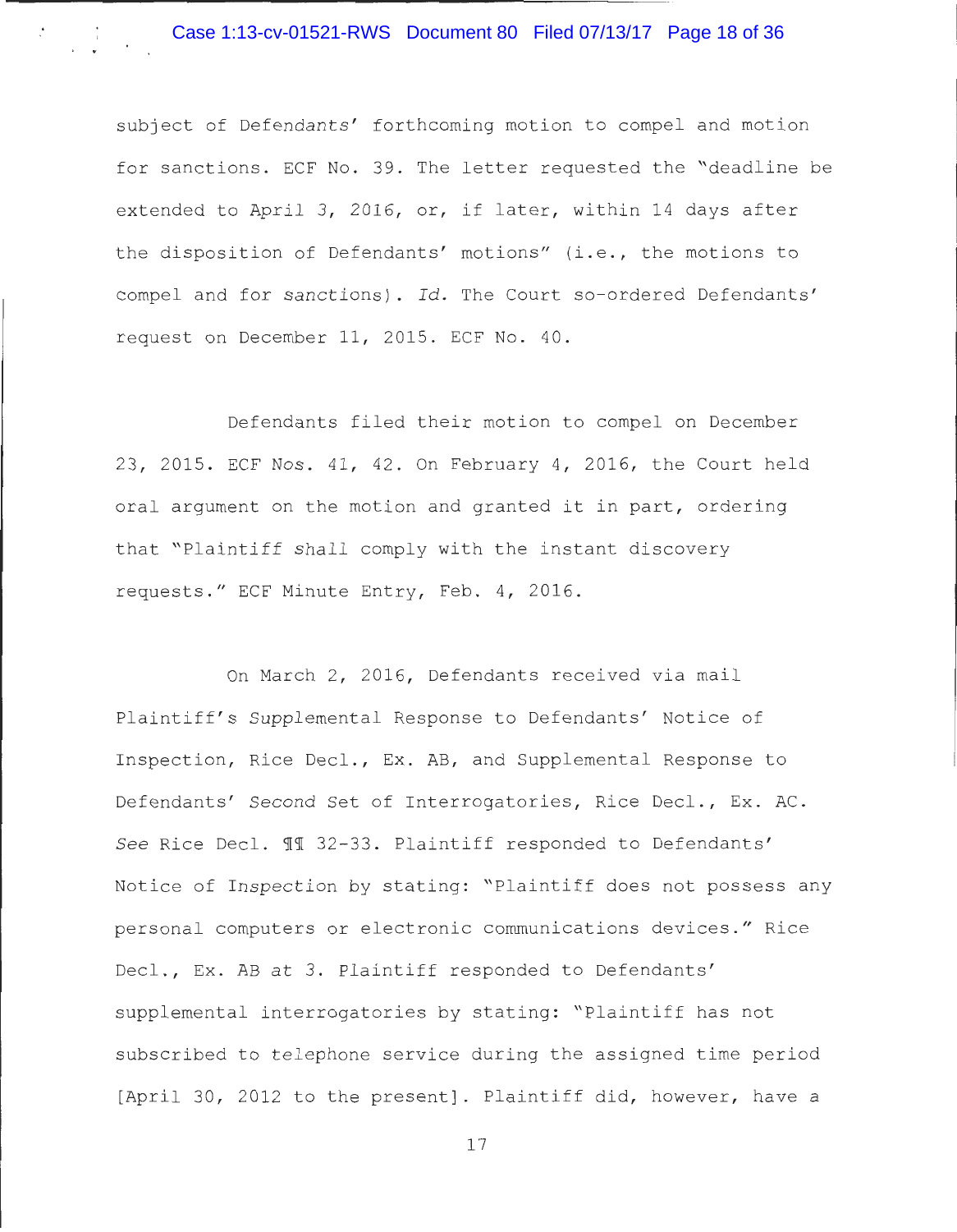subject of Defendants' forthcoming motion to compel and motion for sanctions. ECF No. 39. The letter requested the "deadline be extended to April 3, 2016, or, if later, within 14 days after the disposition of Defendants' motions" (i.e., the motions to compel and for sanctions). *Id.* The Court so-ordered Defendants' request on December 11, 2015. ECF No. 40.

Defendants filed their motion to compel on December 23, 2015. ECF Nos. 41, 42. On February 4, 2016, the Court held oral argument on the motion and granted it in part, ordering that "Plaintiff shall comply with the instant discovery requests." ECF Minute Entry, Feb. 4, 2016.

On March 2, 2016, Defendants received via mail Plaintiff's Supplemental Response to Defendants' Notice of Inspection, Rice Decl., Ex. AB, and Supplemental Response to Defendants' Second Set of Interrogatories, Rice Decl., Ex. AC. *See* Rice Decl. ¶¶ 32-33. Plaintiff responded to Defendants' Notice of Inspection by stating: "Plaintiff does not possess any personal computers or electronic communications devices." Rice Decl., Ex. AB at 3. Plaintiff responded to Defendants' supplemental interrogatories by stating: "Plaintiff has not subscribed to telephone service during the assigned time period [April 30, 2012 to the present]. Plaintiff did, however, have a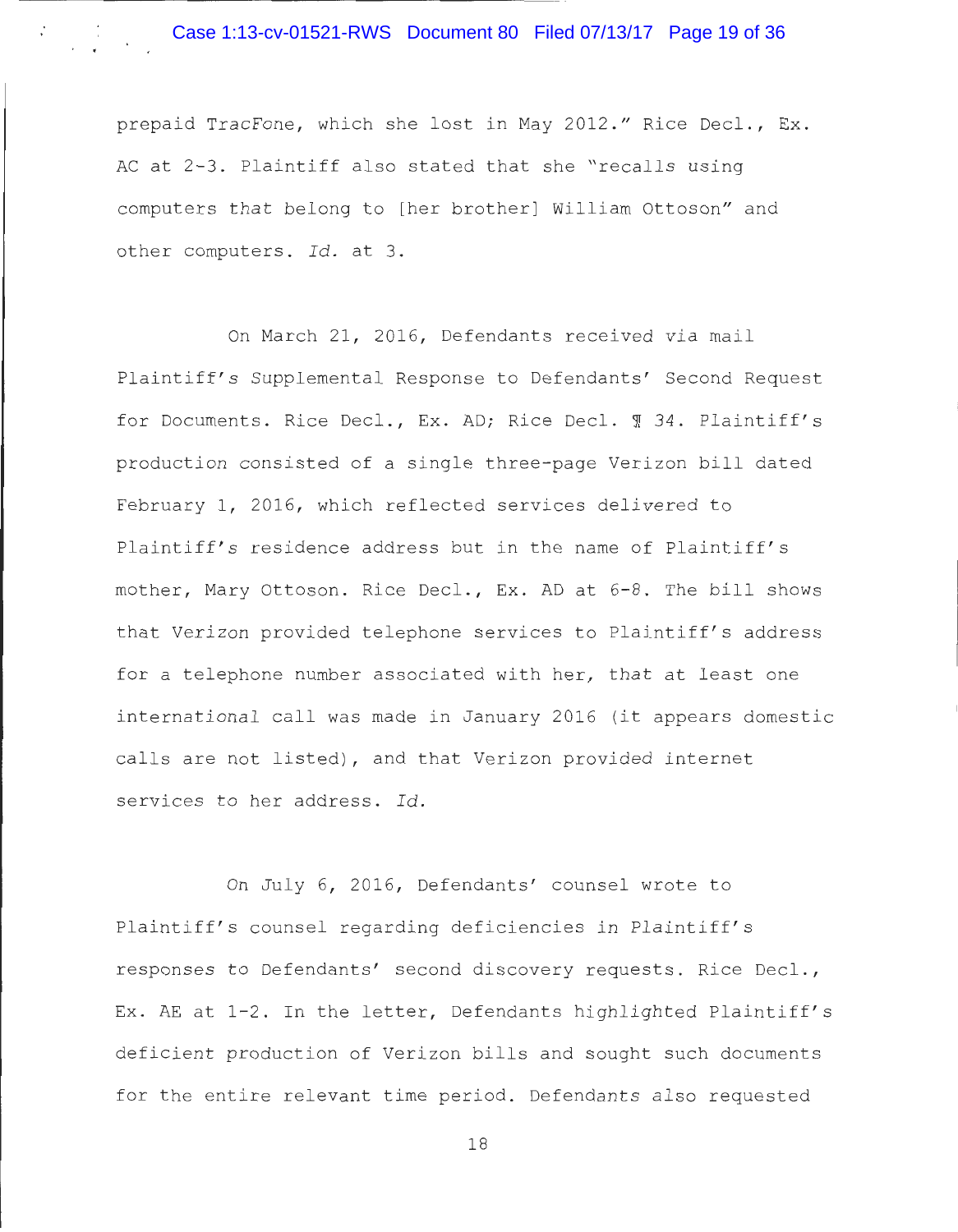prepaid TracFone, which she lost in May 2012." Rice Decl., Ex. AC at 2-3. Plaintiff also stated that she "recalls using computers that belong to [her brother] William Ottoson" and other computers. *Id.* at 3.

On March 21, 2016, Defendants received via mail Plaintiff's Supplemental Response to Defendants' Second Request for Documents. Rice Decl., Ex. AD; Rice Decl. ¶ 34. Plaintiff's production consisted of a single three-page Verizon bill dated February 1, 2016, which reflected services delivered to Plaintiff's residence address but in the name of Plaintiff's mother, Mary Ottoson. Rice Decl., Ex. AD at 6-8. The bill shows that Verizon provided telephone services to Plaintiff's address for a telephone number associated with her, that at least one international call was made in January 2016 (it appears domestic calls are not listed), and that Verizon provided internet services to her address. *Id.*

On July 6, 2016, Defendants' counsel wrote to Plaintiff's counsel regarding deficiencies in Plaintiff's responses to Defendants' second discovery requests. Rice Decl., Ex. AE at 1-2. In the letter, Defendants highlighted Plaintiff's deficient production of Verizon bills and sought such documents for the entire relevant time period. Defendants also requested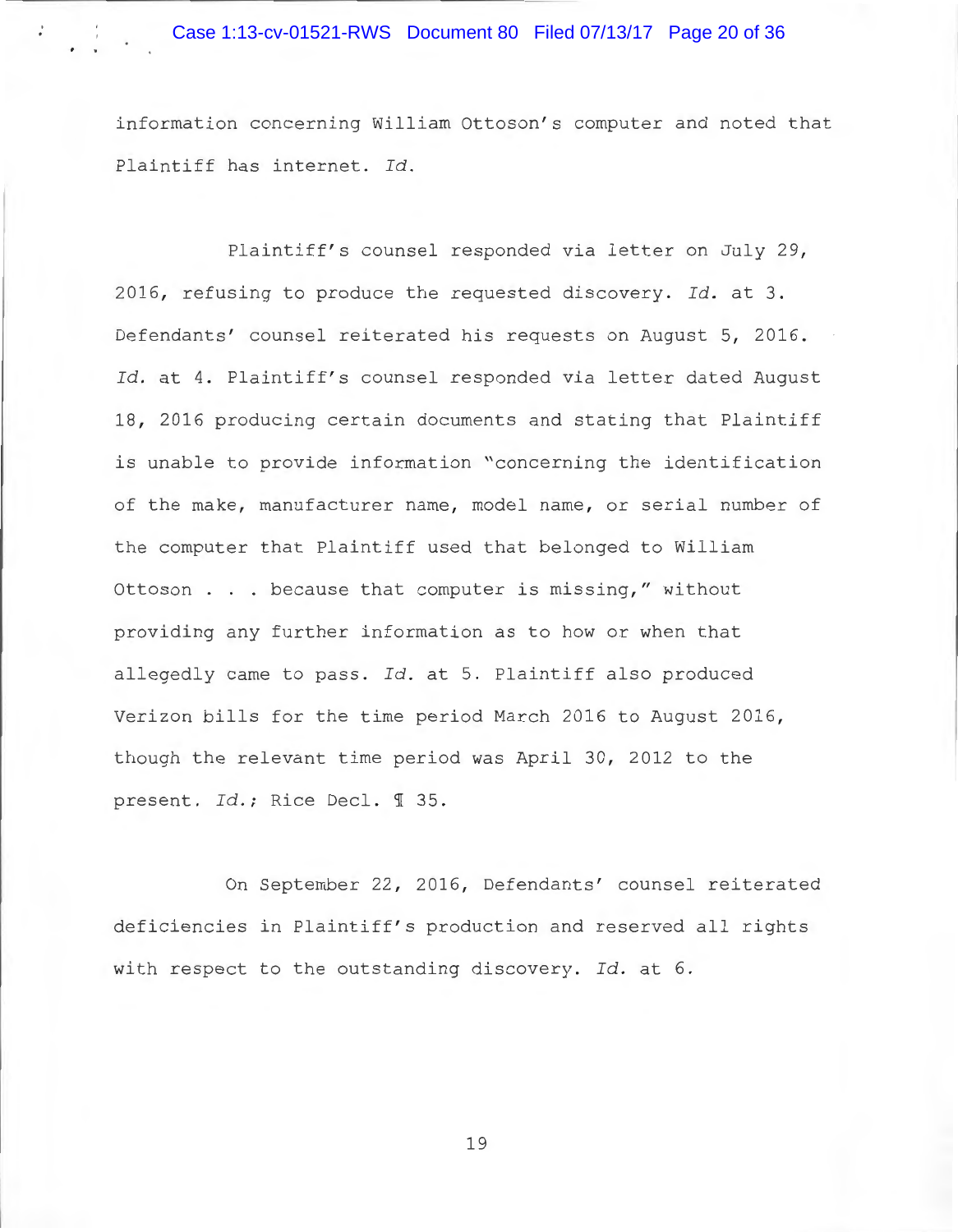information concerning William Ottoson's computer and noted that Plaintiff has internet. *Id.*

Plaintiff's counsel responded via letter on July 29, 2016, refusing to produce the requested discovery. *Id.* at 3. Defendants' counsel reiterated his requests on August 5, 2016. *Id.* at 4. Plaintiff's counsel responded via letter dated August 18, 2016 producing certain documents and stating that Plaintiff is unable to provide information "concerning the identification of the make, manufacturer name, model name, or serial number of the computer that Plaintiff used that belonged to William Ottoson . . . because that computer is missing," without providing any further information as to how or when that allegedly came to pass. *Id.* at 5. Plaintiff also produced Verizon bills for the time period March 2016 to August 2016, though the relevant time period was April 30, 2012 to the present. *Id.*; Rice Decl. ¶ 35.

On September 22, 2016, Defendants' counsel reiterated deficiencies in Plaintiff's production and reserved all rights with respect to the outstanding discovery. *Id.* at 6.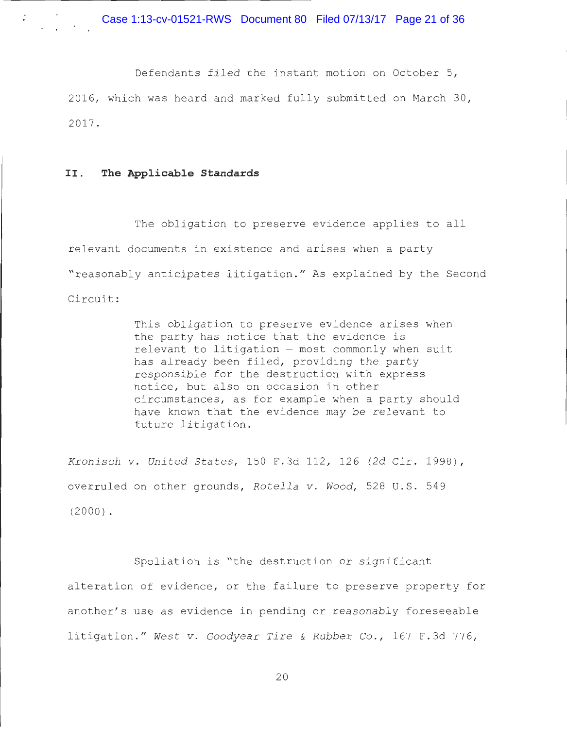Defendants filed the instant motion on October 5, 2016, which was heard and marked fully submitted on March 30, 2017.

## II. The Applicable Standards

The obligation to preserve evidence applies to all relevant documents in existence and arises when a party "reasonably anticipates litigation." As explained by the Second Circuit:

> This obligation to preserve evidence arises when the party has notice that the evidence is relevant to litigation — most commonly when suit has already been filed, providing the party responsible for the destruction with express notice, but also on occasion in other circumstances, as for example when a party should have known that the evidence may be relevant to future litigation.

*Kronisch v. United States*, 150 F.3d 112, 126 (2d Cir. 1998), overruled on other grounds, *Rotella v. Wood*, 528 U.S. 549 (2000).

Spoliation is "the destruction or significant alteration of evidence, or the failure to preserve property for another's use as evidence in pending or reasonably foreseeable litigation." *West v. Goodyear Tire & Rubber Co.*, 167 F.3d 776,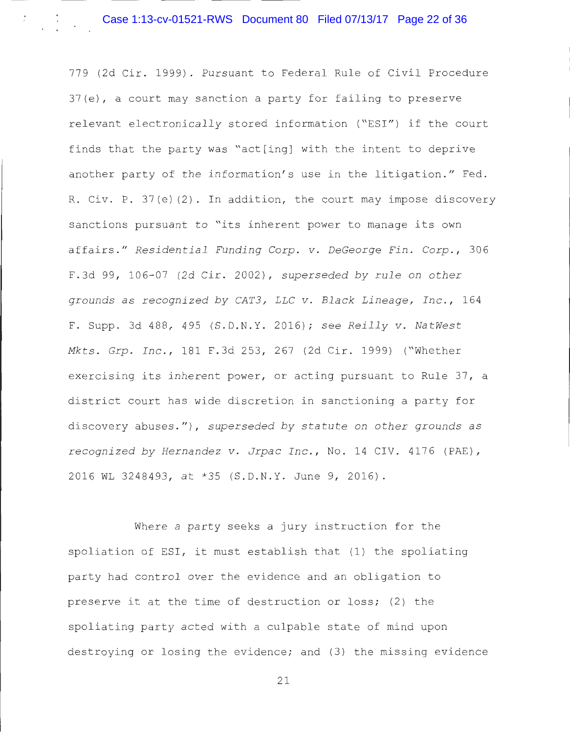779 (2d Cir. 1999). Pursuant to Federal Rule of Civil Procedure 37(e), a court may sanction a party for failing to preserve relevant electronically stored information ("ESI") if the court finds that the party was "act[ing] with the intent to deprive another party of the information's use in the litigation." Fed. R. Civ. P. 37(e)(2). In addition, the court may impose discovery sanctions pursuant to "its inherent power to manage its own affairs." *Residential Funding Corp. v. DeGeorge Fin. Corp.*, 306 F.3d 99, 106-07 (2d Cir. 2002), *superseded by rule on other grounds as recognized by CAT3, LLC v. Black Lineage, Inc.*, 164 F. Supp. 3d 488, 495 (S.D.N.Y. 2016); *see Reilly v. NatWest Mkts. Grp. Inc.*, 181 F.3d 253, 267 (2d Cir. 1999) ("Whether exercising its inherent power, or acting pursuant to Rule 37, a district court has wide discretion in sanctioning a party for discovery abuses."), *superseded by statute on other grounds as recognized by Hernandez v. Jrpac Inc.*, No. 14 CIV. 4176 (PAE), 2016 WL 3248493, at *35 (S.D.N.Y. June 9, 2016).

Where a party seeks a jury instruction for the spoliation of ESI, it must establish that (1) the spoliating party had control over the evidence and an obligation to preserve it at the time of destruction or loss; (2) the spoliating party acted with a culpable state of mind upon destroying or losing the evidence; and (3) the missing evidence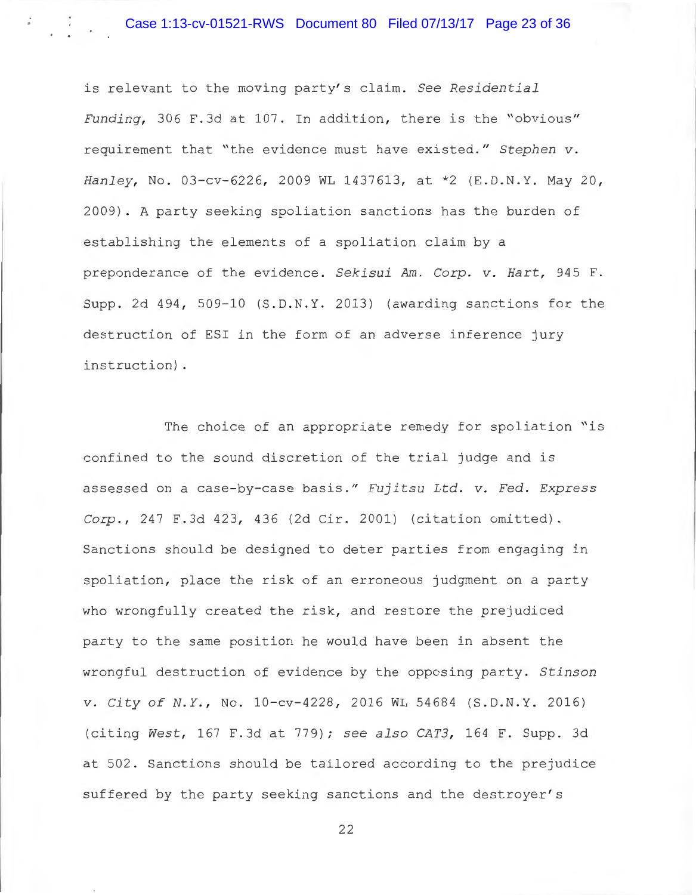is relevant to the moving party's claim. *See Residential Funding*, 306 F.3d at 107. In addition, there is the "obvious" requirement that "the evidence must have existed." *Stephen v. Hanley*, No. 03-cv-6226, 2009 WL 1437613, at *2 (E.D.N.Y. May 20, 2009). A party seeking spoliation sanctions has the burden of establishing the elements of a spoliation claim by a preponderance of the evidence. *Sekisui Am. Corp. v. Hart*, 945 F. Supp. 2d 494, 509-10 (S.D.N.Y. 2013) (awarding sanctions for the destruction of ESI in the form of an adverse inference jury instruction).

The choice of an appropriate remedy for spoliation "is confined to the sound discretion of the trial judge and is assessed on a case-by-case basis." *Fujitsu Ltd. v. Fed. Express Corp.*, 247 F.3d 423, 436 (2d Cir. 2001) (citation omitted). Sanctions should be designed to deter parties from engaging in spoliation, place the risk of an erroneous judgment on a party who wrongfully created the risk, and restore the prejudiced party to the same position he would have been in absent the wrongful destruction of evidence by the opposing party. *Stinson v. City of N.Y.*, No. 10-cv-4228, 2016 WL 54684 (S.D.N.Y. 2016) (citing *West*, 167 F.3d at 779); *see also CAT3*, 164 F. Supp. 3d at 502. Sanctions should be tailored according to the prejudice suffered by the party seeking sanctions and the destroyer's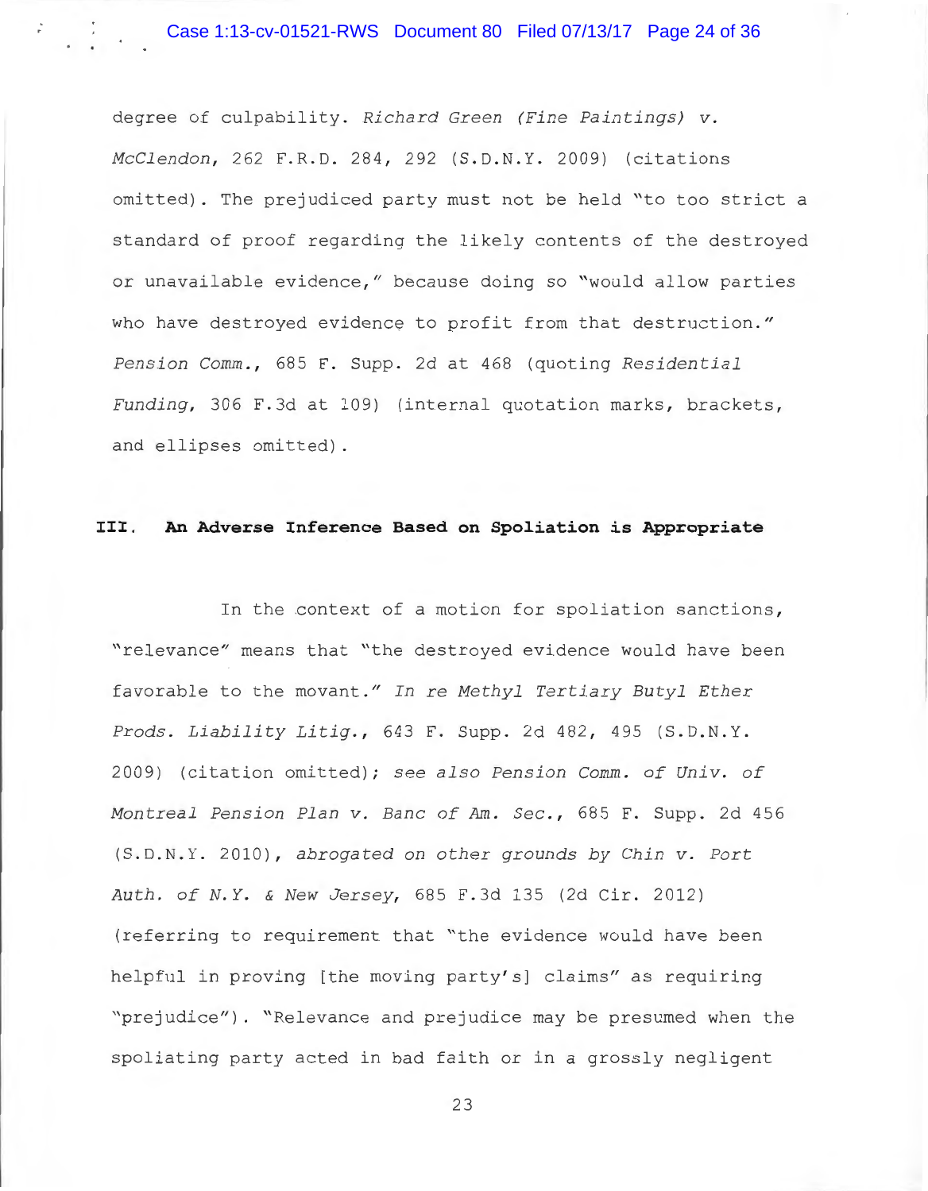degree of culpability. *Richard Green (Fine Paintings) v. McClendon*, 262 F.R.D. 284, 292 (S.D.N.Y. 2009) (citations omitted). The prejudiced party must not be held "to too strict a standard of proof regarding the likely contents of the destroyed or unavailable evidence," because doing so "would allow parties who have destroyed evidence to profit from that destruction." *Pension Comm.*, 685 F. Supp. 2d at 468 (quoting *Residential Funding*, 306 F.3d at 109) (internal quotation marks, brackets, and ellipses omitted).

## III. An Adverse Inference Based on Spoliation is Appropriate

In the context of a motion for spoliation sanctions, "relevance" means that "the destroyed evidence would have been favorable to the movant." *In re Methyl Tertiary Butyl Ether Prods. Liability Litig.*, 643 F. Supp. 2d 482, 495 (S.D.N.Y. 2009) (citation omitted); *see also Pension Comm. of Univ. of Montreal Pension Plan v. Banc of Am. Sec.*, 685 F. Supp. 2d 456 (S.D.N.Y. 2010), *abrogated on other grounds by Chin v. Port Auth. of N.Y. & New Jersey*, 685 F.3d 135 (2d Cir. 2012) (referring to requirement that "the evidence would have been helpful in proving [the moving party's] claims" as requiring "prejudice"). "Relevance and prejudice may be presumed when the spoliating party acted in bad faith or in a grossly negligent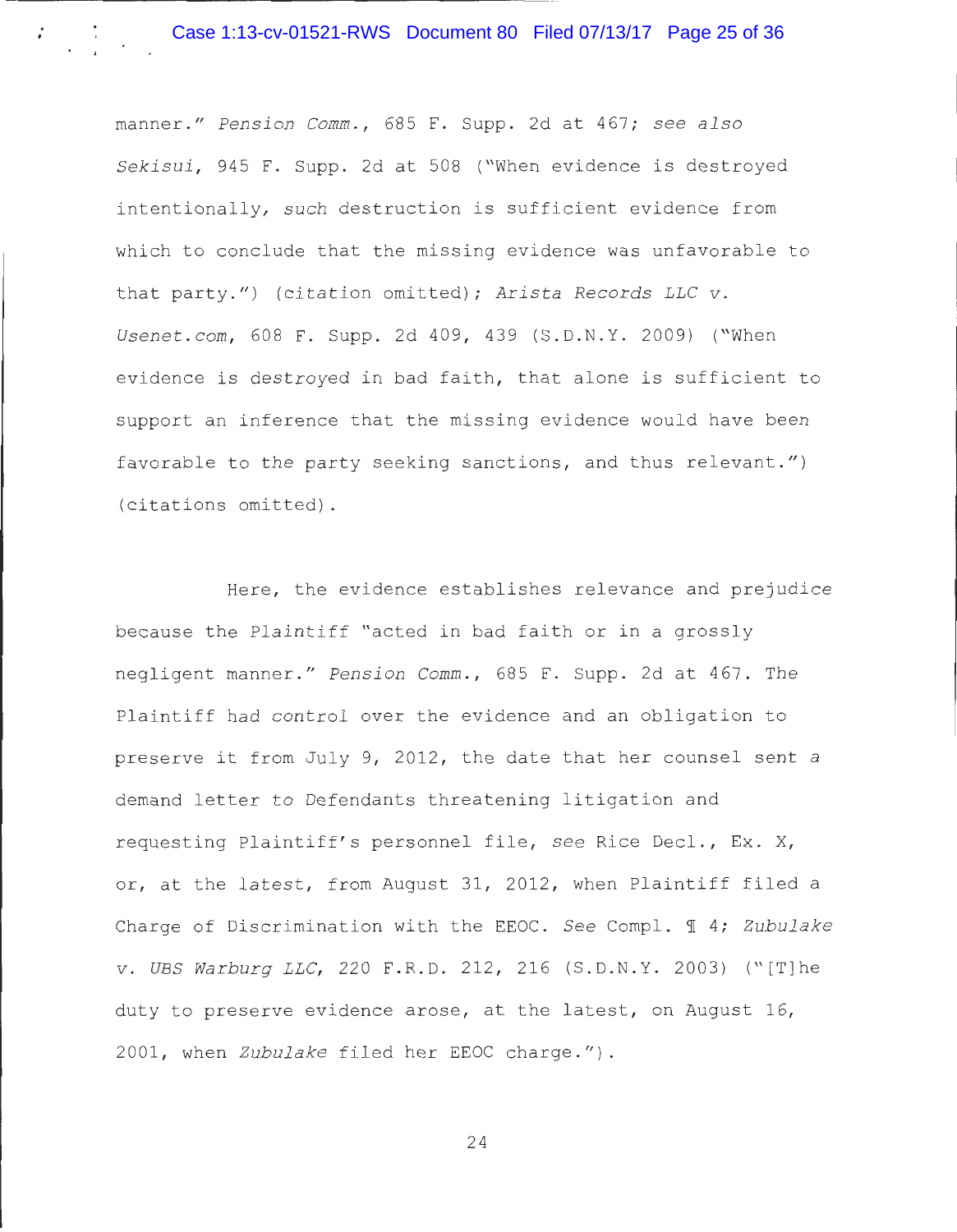manner." *Pension Comm.*, 685 F. Supp. 2d at 467; *see also Sekisui*, 945 F. Supp. 2d at 508 ("When evidence is destroyed intentionally, *such* destruction is sufficient evidence from which to conclude that the missing evidence was unfavorable to that party.") (citation omitted); *Arista Records LLC v. Usenet.com*, 608 F. Supp. 2d 409, 439 (S.D.N.Y. 2009) ("When evidence is destroyed in bad faith, that alone is sufficient to support an inference that the missing evidence would have been favorable to the party seeking sanctions, and thus relevant.") (citations omitted).

Here, the evidence establishes relevance and prejudice because the Plaintiff "acted in bad faith or in a grossly negligent manner." *Pension Comm.*, 685 F. Supp. 2d at 467. The Plaintiff had control over the evidence and an obligation to preserve it from July 9, 2012, the date that her counsel sent a demand letter to Defendants threatening litigation and requesting Plaintiff's personnel file, *see* Rice Decl., Ex. X, or, at the latest, from August 31, 2012, when Plaintiff filed a Charge of Discrimination with the EEOC. *See* Compl. ¶ 4; *Zubulake v. UBS Warburg LLC*, 220 F.R.D. 212, 216 (S.D.N.Y. 2003) ("[T]he duty to preserve evidence arose, at the latest, on August 16, 2001, when *Zubulake* filed her EEOC charge.").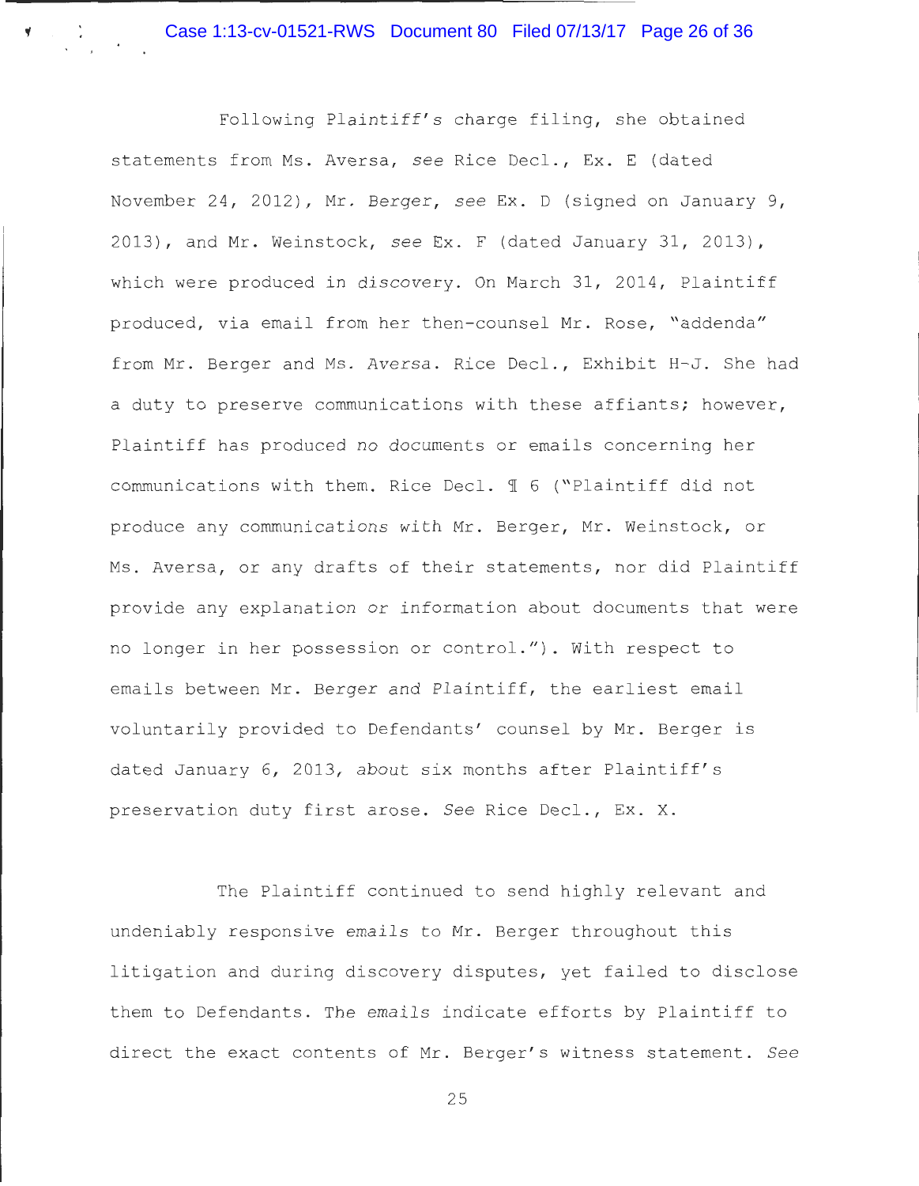Following Plaintiff's charge filing, she obtained statements from Ms. Aversa, *see* Rice Decl., Ex. E (dated November 24, 2012), Mr. Berger, *see* Ex. D (signed on January 9, 2013), and Mr. Weinstock, *see* Ex. F (dated January 31, 2013), which were produced in discovery. On March 31, 2014, Plaintiff produced, via email from her then-counsel Mr. Rose, "addenda" from Mr. Berger and Ms. Aversa. Rice Decl., Exhibit H-J. She had a duty to preserve communications with these affiants; however, Plaintiff has produced *no* documents or emails concerning her communications with them. Rice Decl. ¶ 6 ("Plaintiff did not produce any communications with Mr. Berger, Mr. Weinstock, or Ms. Aversa, or any drafts of their statements, nor did Plaintiff provide any explanation or information about documents that were no longer in her possession or control."). With respect to emails between Mr. Berger and Plaintiff, the earliest email voluntarily provided to Defendants' counsel by Mr. Berger is dated January 6, 2013, about six months after Plaintiff's preservation duty first arose. *See* Rice Decl., Ex. X.

The Plaintiff continued to send highly relevant and undeniably responsive emails to Mr. Berger throughout this litigation and during discovery disputes, yet failed to disclose them to Defendants. The emails indicate efforts by Plaintiff to direct the exact contents of Mr. Berger's witness statement. *See*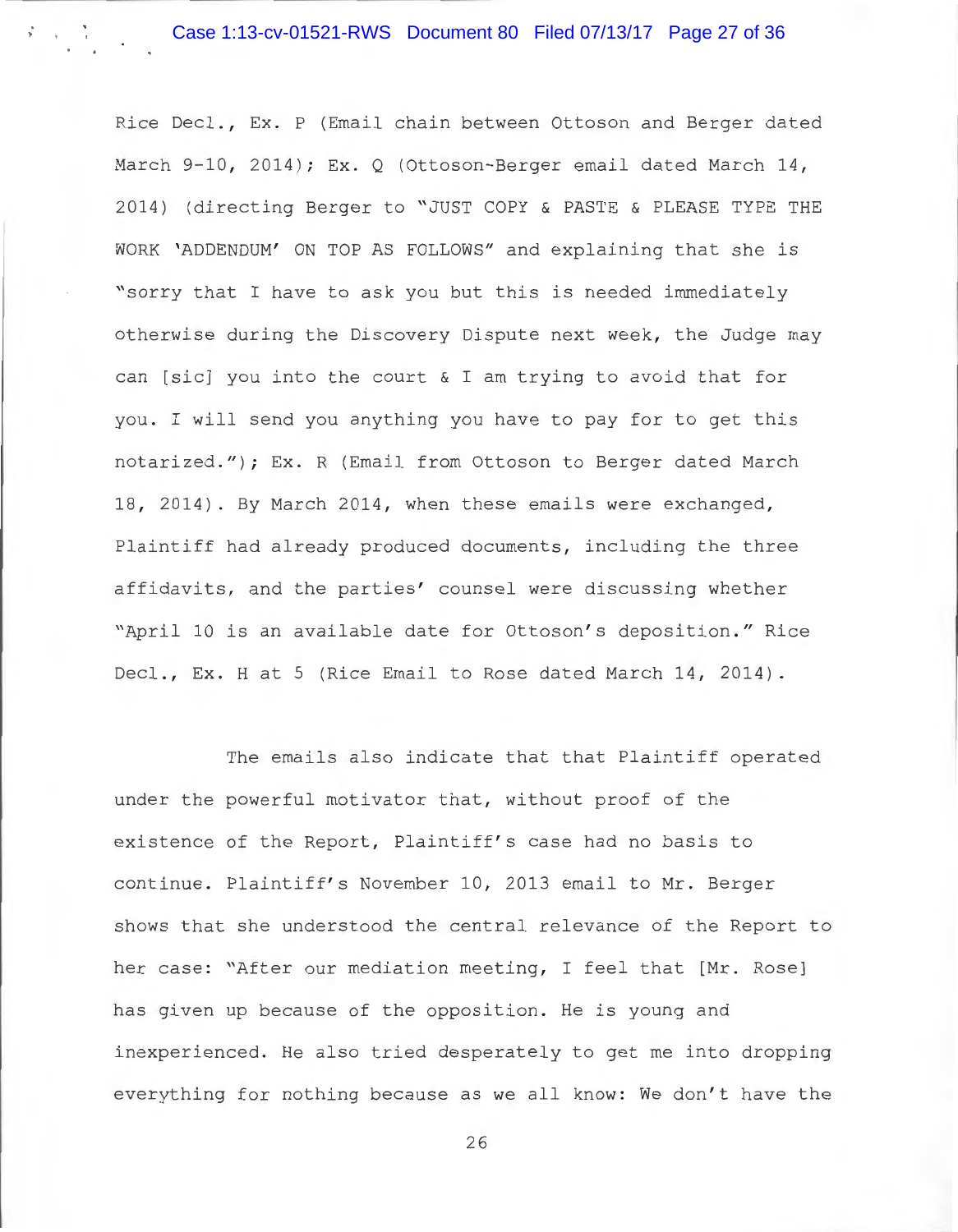Rice Decl., Ex. P (Email chain between Ottoson and Berger dated March 9-10, 2014); Ex. Q (Ottoson-Berger email dated March 14, 2014) (directing Berger to "JUST COPY & PASTE & PLEASE TYPE THE WORK 'ADDENDUM' ON TOP AS FOLLOWS" and explaining that she is "sorry that I have to ask you but this is needed immediately otherwise during the Discovery Dispute next week, the Judge may can [sic] you into the court & I am trying to avoid that for you. I will send you anything you have to pay for to get this notarized."); Ex. R (Email from Ottoson to Berger dated March 18, 2014). By March 2014, when these emails were exchanged, Plaintiff had already produced documents, including the three affidavits, and the parties' counsel were discussing whether "April 10 is an available date for Ottoson's deposition." Rice Decl., Ex. H at 5 (Rice Email to Rose dated March 14, 2014).

The emails also indicate that that Plaintiff operated under the powerful motivator that, without proof of the existence of the Report, Plaintiff's case had no basis to continue. Plaintiff's November 10, 2013 email to Mr. Berger shows that she understood the central relevance of the Report to her case: "After our mediation meeting, I feel that [Mr. Rose] has given up because of the opposition. He is young and inexperienced. He also tried desperately to get me into dropping everything for nothing because as we all know: We don't have the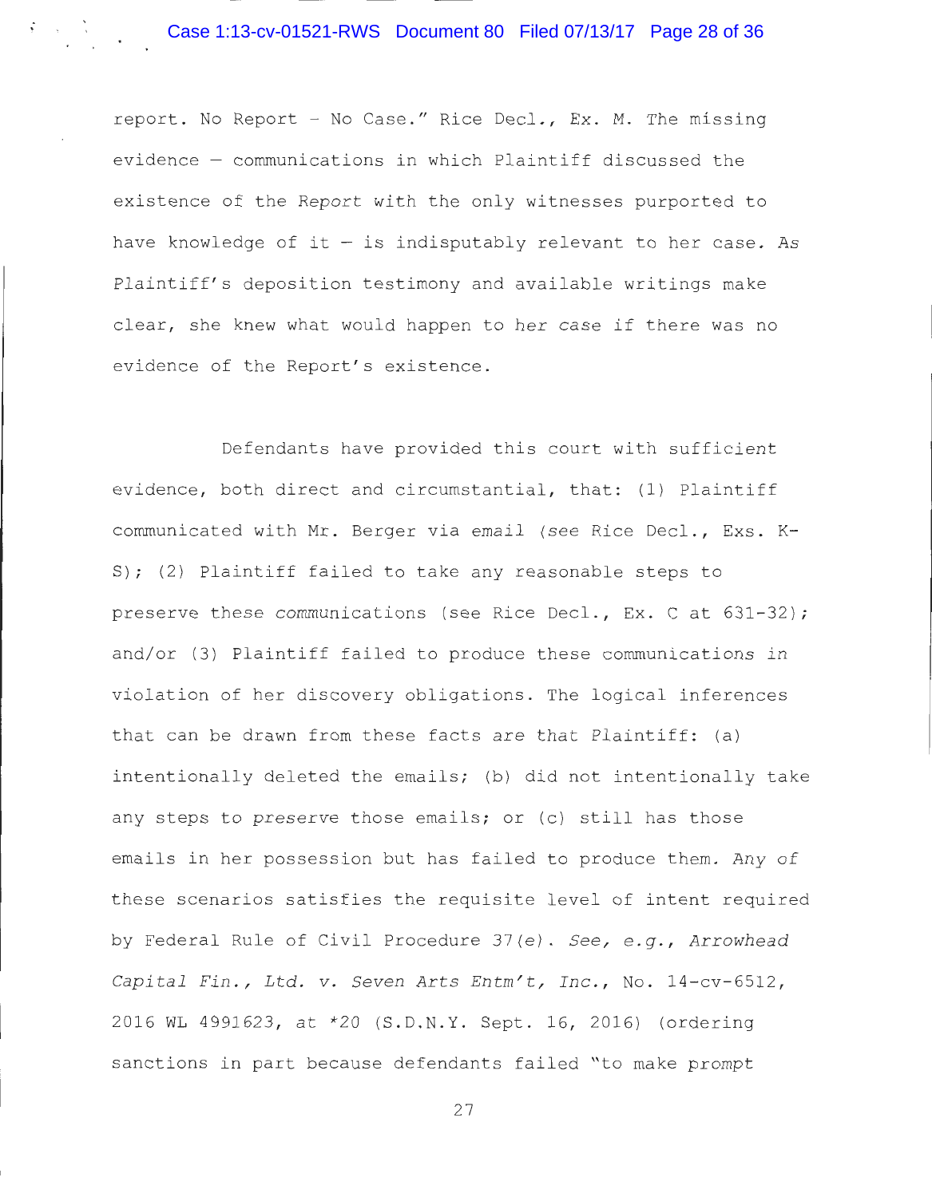report. No Report – No Case." Rice Decl., Ex. M. The missing evidence — communications in which Plaintiff discussed the existence of the *Report* with the only witnesses purported to have knowledge of it — is indisputably relevant to her case. As Plaintiff's deposition testimony and available writings make clear, she knew what would happen to *her case* if there was no evidence of the Report's existence.

Defendants have provided this court with sufficient evidence, both direct and circumstantial, that: (1) Plaintiff communicated with Mr. Berger via email (*see* Rice Decl., Exs. K-S); (2) Plaintiff failed to take any reasonable steps to preserve these communications (see Rice Decl., Ex. C at 631-32); and/or (3) Plaintiff failed to produce these communications in violation of her discovery obligations. The logical inferences that can be drawn from these facts are that Plaintiff: (a) intentionally deleted the emails; (b) did not intentionally take any steps to *preserve* those emails; or (c) still has those emails in her possession but has failed to produce them. Any of these scenarios satisfies the requisite level of intent required by Federal Rule of Civil Procedure 37(e). *See, e.g., Arrowhead Capital Fin., Ltd. v. Seven Arts Entm't, Inc.*, No. 14-cv-6512, 2016 WL 4991623, at *20 (S.D.N.Y. Sept. 16, 2016) (ordering sanctions in part because defendants failed "to make prompt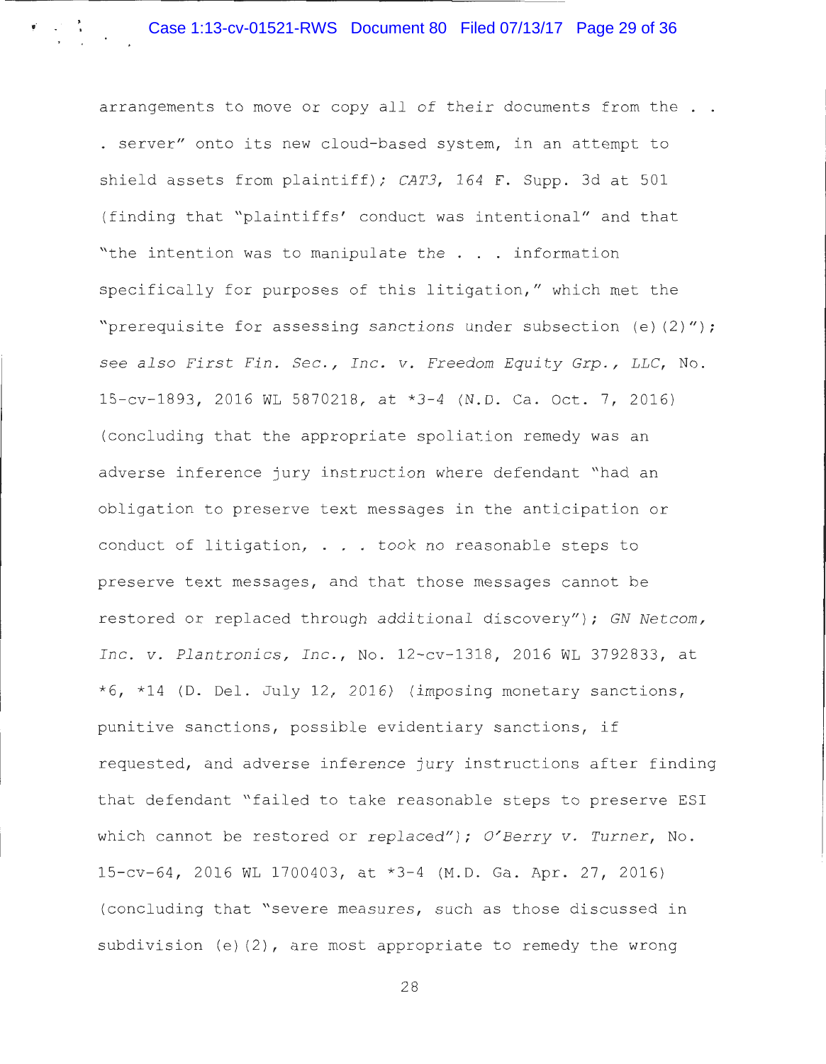arrangements to move or copy all of their documents from the . . . server" onto its new cloud-based system, in an attempt to shield assets from plaintiff); *CAT3*, 164 F. Supp. 3d at 501 (finding that "plaintiffs' conduct was intentional" and that "the intention was to manipulate the . . . information specifically for purposes of this litigation," which met the "prerequisite for assessing sanctions under subsection (e)(2)"); *see also First Fin. Sec., Inc. v. Freedom Equity Grp., LLC*, No. 15-cv-1893, 2016 WL 5870218, at *3-4 (N.D. Ca. Oct. 7, 2016) (concluding that the appropriate spoliation remedy was an adverse inference jury instruction where defendant "had an obligation to preserve text messages in the anticipation or conduct of litigation, . . . took no reasonable steps to preserve text messages, and that those messages cannot be restored or replaced through additional discovery"); *GN Netcom, Inc. v. Plantronics, Inc.*, No. 12-cv-1318, 2016 WL 3792833, at *6, *14 (D. Del. July 12, 2016) (imposing monetary sanctions, punitive sanctions, possible evidentiary sanctions, if requested, and adverse inference jury instructions after finding that defendant "failed to take reasonable steps to preserve ESI which cannot be restored or replaced"); *O'Berry v. Turner*, No. 15-cv-64, 2016 WL 1700403, at *3-4 (M.D. Ga. Apr. 27, 2016) (concluding that "severe measures, such as those discussed in subdivision (e)(2), are most appropriate to remedy the wrong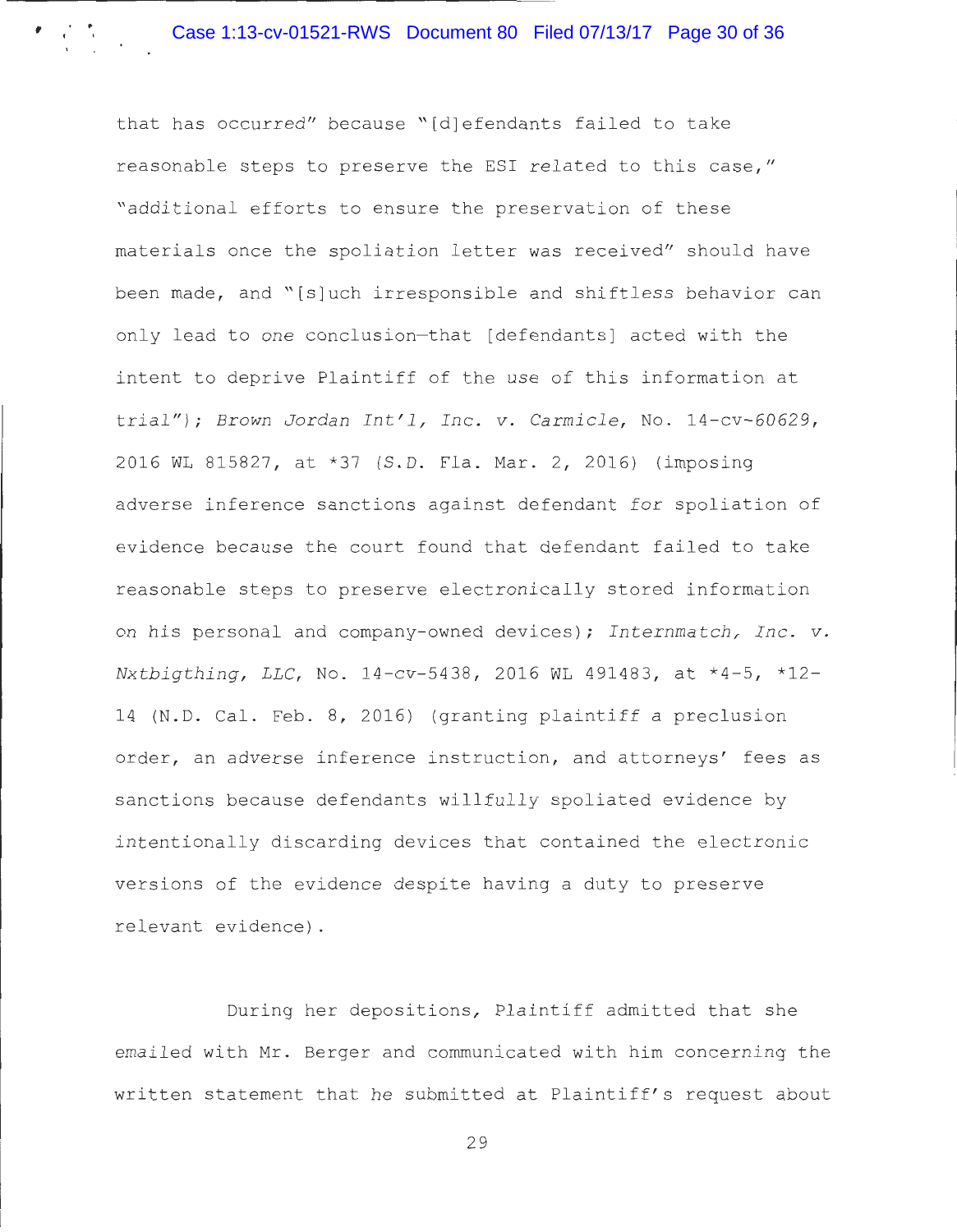that has occurred" because "[d]efendants failed to take reasonable steps to preserve the ESI related to this case," "additional efforts to ensure the preservation of these materials once the spoliation letter was received" should have been made, and "[s]uch irresponsible and shiftless behavior can only lead to one conclusion—that [defendants] acted with the intent to deprive Plaintiff of the use of this information at trial"); *Brown Jordan Int'l, Inc. v. Carmicle*, No. 14-cv-60629, 2016 WL 815827, at *37 (S.D. Fla. Mar. 2, 2016) (imposing adverse inference sanctions against defendant for spoliation of evidence because the court found that defendant failed to take reasonable steps to preserve electronically stored information on his personal and company-owned devices); *Internmatch, Inc. v. Nxtbigthing, LLC*, No. 14-cv-5438, 2016 WL 491483, at *4-5, *12-14 (N.D. Cal. Feb. 8, 2016) (granting plaintiff a preclusion order, an adverse inference instruction, and attorneys' fees as sanctions because defendants willfully spoliated evidence by intentionally discarding devices that contained the electronic versions of the evidence despite having a duty to preserve relevant evidence).

During her depositions, Plaintiff admitted that she emailed with Mr. Berger and communicated with him concerning the written statement that he submitted at Plaintiff's request about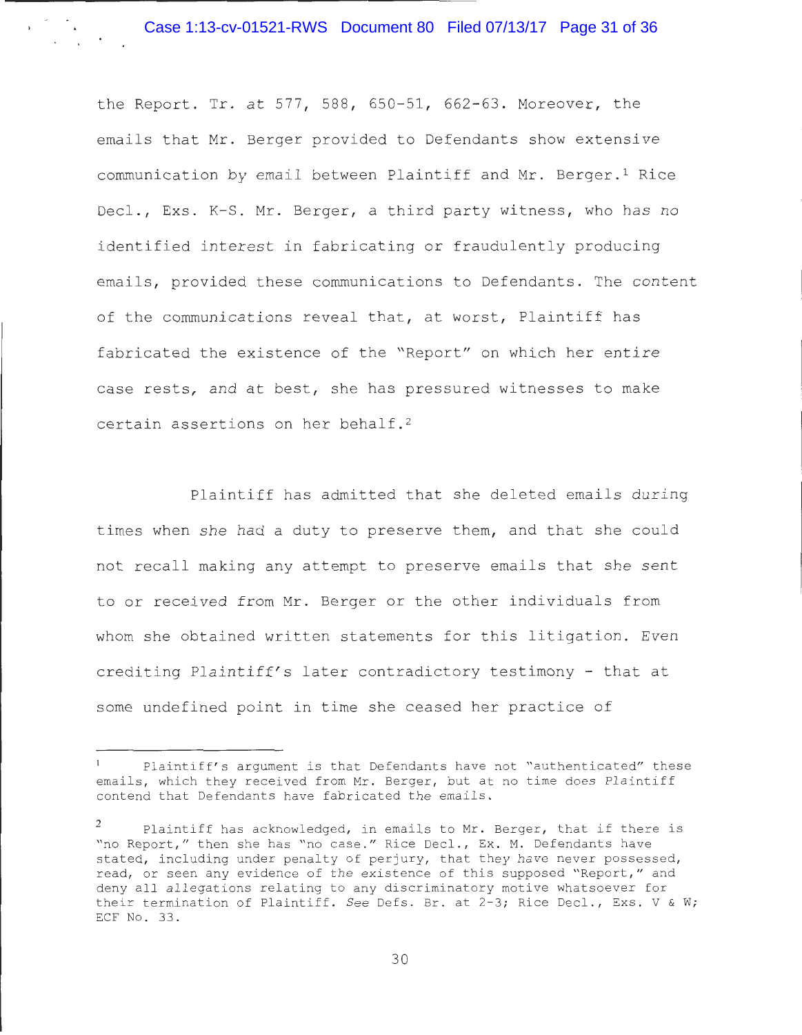the Report. Tr. at 577, 588, 650-51, 662-63. Moreover, the emails that Mr. Berger provided to Defendants show extensive communication by email between Plaintiff and Mr. Berger.[1] Rice Decl., Exs. K-S. Mr. Berger, a third party witness, who has no identified interest in fabricating or fraudulently producing emails, provided these communications to Defendants. The content of the communications reveal that, at worst, Plaintiff has fabricated the existence of the "Report" on which her entire case rests, and at best, she has pressured witnesses to make certain assertions on her behalf.[2]

Plaintiff has admitted that she deleted emails during times when she had a duty to preserve them, and that she could not recall making any attempt to preserve emails that she sent to or received from Mr. Berger or the other individuals from whom she obtained written statements for this litigation. Even crediting Plaintiff's later contradictory testimony - that at some undefined point in time she ceased her practice of

---

[1] Plaintiff's argument is that Defendants have not "authenticated" these emails, which they received from Mr. Berger, but at no time does Plaintiff contend that Defendants have fabricated the emails.

[2] Plaintiff has acknowledged, in emails to Mr. Berger, that if there is "no Report," then she has "no case." Rice Decl., Ex. M. Defendants have stated, including under penalty of perjury, that they have never possessed, read, or seen any evidence of the existence of this supposed "Report," and deny all allegations relating to any discriminatory motive whatsoever for their termination of Plaintiff. *See* Defs. Br. at 2-3; Rice Decl., Exs. V & W; ECF No. 33.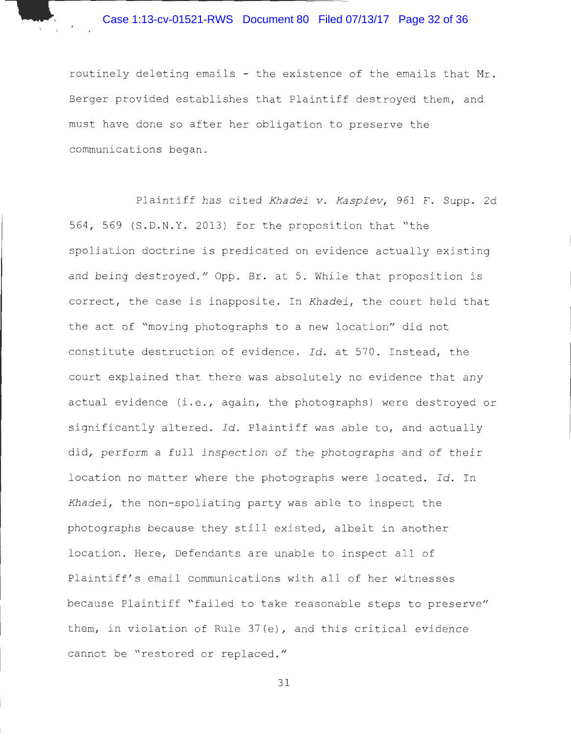routinely deleting emails - the existence of the emails that Mr. Berger provided establishes that Plaintiff destroyed them, and must have done so after her obligation to preserve the communications began.

Plaintiff has cited *Khadei v. Kaspiev*, 961 *F. Supp.* 2d 564, 569 (S.D.N.Y. 2013) for the proposition that "the spoliation doctrine is predicated on evidence actually existing and being destroyed." Opp. Br. at 5. While that proposition is correct, the case is inapposite. In *Khadei*, the court held that the act of "moving photographs to a new location" did not constitute destruction of evidence. *Id.* at 570. Instead, the court explained that there was absolutely no evidence that any actual evidence (i.e., again, the photographs) were destroyed or significantly altered. *Id.* Plaintiff was able to, and actually did, *perform a full inspection of the photographs and of their* location no matter where the photographs were located. *Id.* In *Khadei*, the non-spoliating party was able to inspect the photographs because they still existed, albeit in another location. Here, Defendants are unable to inspect all of Plaintiff's email communications with all of her witnesses because Plaintiff "failed to take reasonable steps to preserve" them, in violation of Rule 37(e), and this critical evidence cannot be "restored or replaced."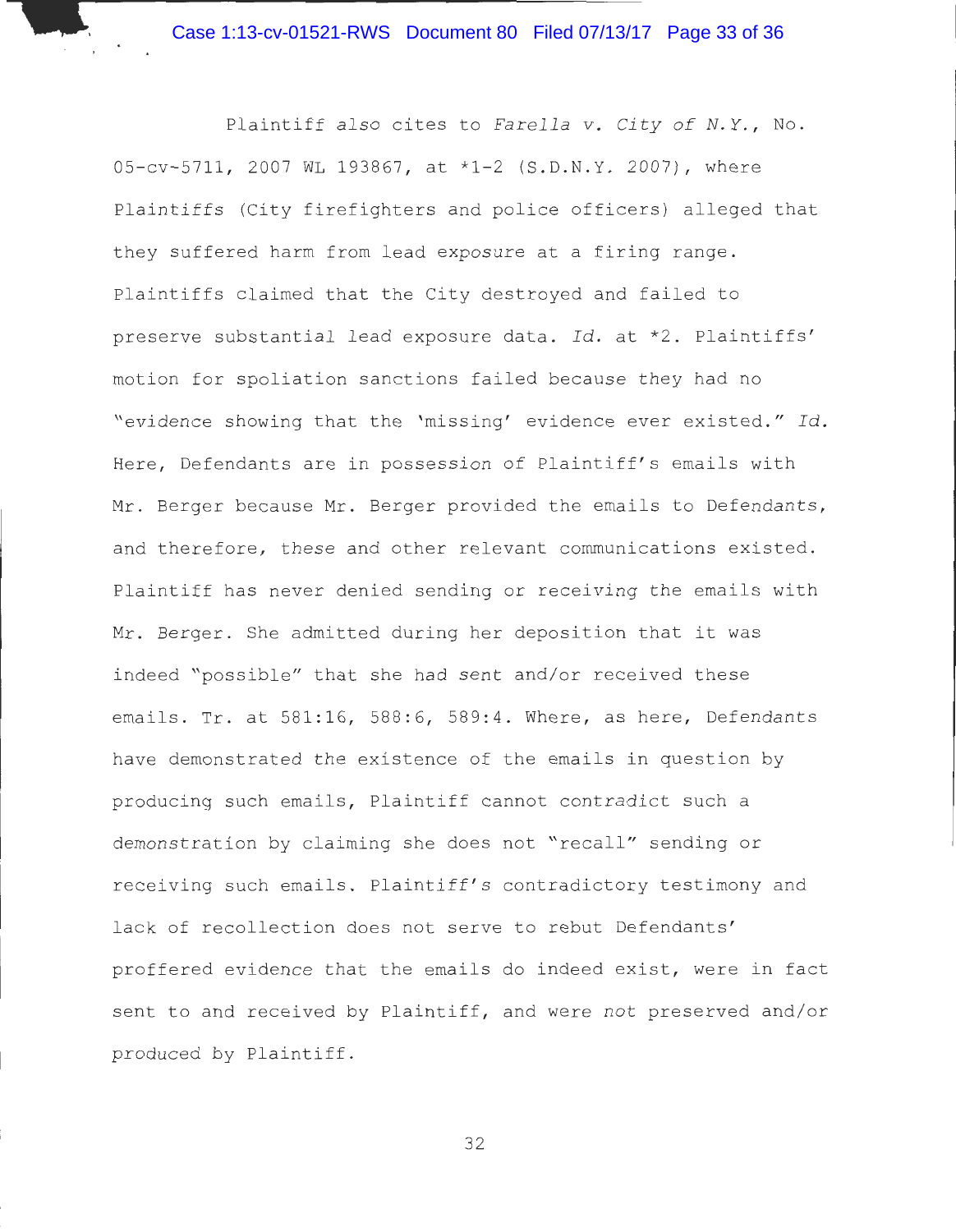Plaintiff also cites to *Farella v. City of N.Y.*, No. 05-cv-5711, 2007 WL 193867, at *1-2 (S.D.N.Y. 2007), where Plaintiffs (City firefighters and police officers) alleged that they suffered harm from lead exposure at a firing range. Plaintiffs claimed that the City destroyed and failed to preserve substantial lead exposure data. *Id.* at *2. Plaintiffs' motion for spoliation sanctions failed because they had no "evidence showing that the 'missing' evidence ever existed." *Id.* Here, Defendants are in possession of Plaintiff's emails with Mr. Berger because Mr. Berger provided the emails to Defendants, and therefore, these and other relevant communications existed. Plaintiff has never denied sending or receiving the emails with Mr. Berger. She admitted during her deposition that it was indeed "possible" that she had sent and/or received these emails. Tr. at 581:16, 588:6, 589:4. Where, as here, Defendants have demonstrated the existence of the emails in question by producing such emails, Plaintiff cannot contradict such a demonstration by claiming she does not "recall" sending or receiving such emails. Plaintiff's contradictory testimony and lack of recollection does not serve to rebut Defendants' proffered evidence that the emails do indeed exist, were in fact sent to and received by Plaintiff, and were *not* preserved and/or produced by Plaintiff.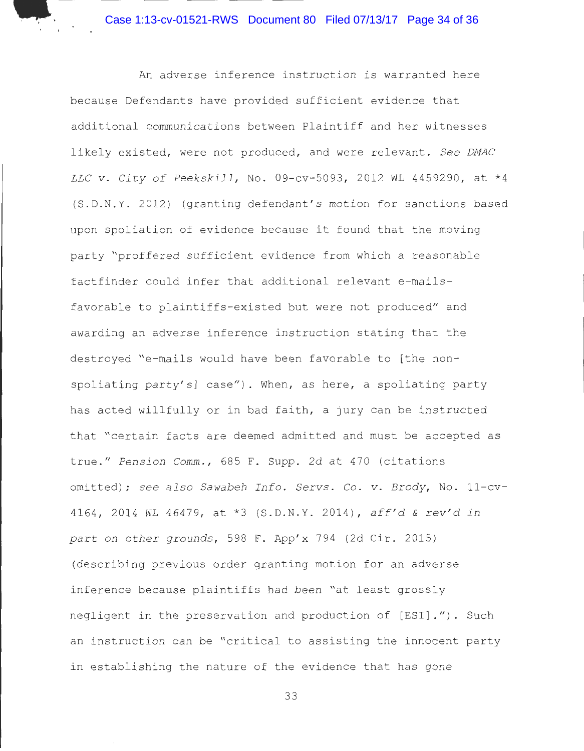An adverse inference instruction is warranted here because Defendants have provided sufficient evidence that additional communications between Plaintiff and her witnesses likely existed, were not produced, and were relevant. *See DMAC LLC v. City of Peekskill*, No. 09-cv-5093, 2012 WL 4459290, at *4 (S.D.N.Y. 2012) (granting defendant's motion for sanctions based upon spoliation of evidence because it found that the moving party "proffered sufficient evidence from which a reasonable factfinder could infer that additional relevant e-mails-favorable to plaintiffs-existed but were not produced" and awarding an adverse inference instruction stating that the destroyed "e-mails would have been favorable to [the non-spoliating party's] case"). When, as here, a spoliating party has acted willfully or in bad faith, a jury can be instructed that "certain facts are deemed admitted and must be accepted as true." *Pension Comm.*, 685 F. Supp. 2d at 470 (citations omitted); *see also Sawabeh Info. Servs. Co. v. Brody*, No. 11-cv-4164, 2014 WL 46479, at *3 (S.D.N.Y. 2014), *aff'd & rev'd in part on other grounds*, 598 F. App'x 794 (2d Cir. 2015) (describing previous order granting motion for an adverse inference because plaintiffs had been "at least grossly negligent in the preservation and production of [ESI]."). Such an instruction can be "critical to assisting the innocent party in establishing the nature of the evidence that has gone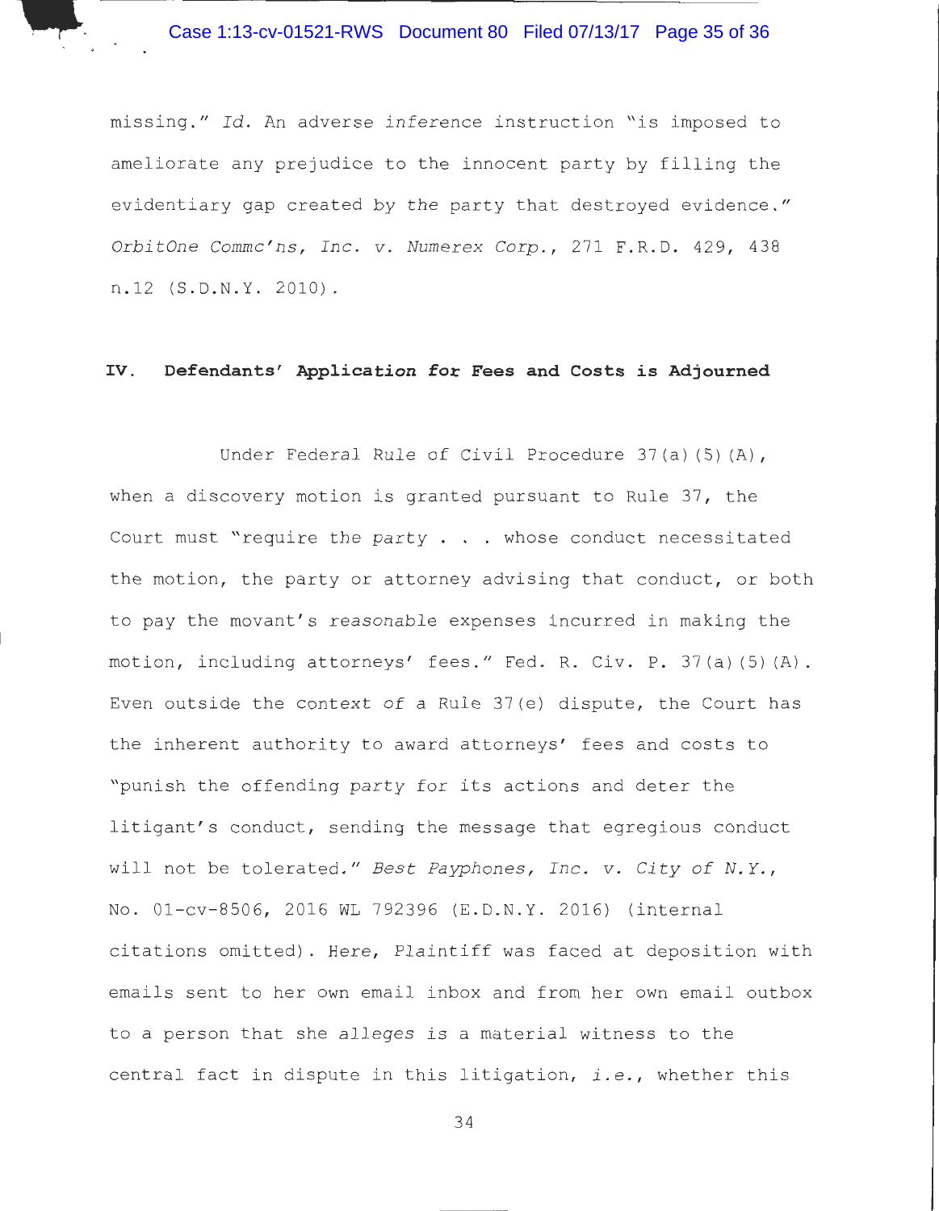missing." *Id.* An adverse inference instruction "is imposed to ameliorate any prejudice to the innocent party by filling the evidentiary gap created by the party that destroyed evidence." *OrbitOne Commc'ns, Inc. v. Numerex Corp.*, 271 F.R.D. 429, 438 n.12 (S.D.N.Y. 2010).

## IV. Defendants' Application for Fees and Costs is Adjourned

Under Federal Rule of Civil Procedure 37(a)(5)(A), when a discovery motion is granted pursuant to Rule 37, the Court must "require the party . . . whose conduct necessitated the motion, the party or attorney advising that conduct, or both to pay the movant's *reasonable* expenses incurred in making the motion, including attorneys' fees." Fed. R. Civ. P. 37(a)(5)(A). Even outside the context of a Rule 37(e) dispute, the Court has the inherent authority to award attorneys' fees and costs to "punish the offending party for its actions and deter the litigant's conduct, sending the message that egregious conduct will not be tolerated." *Best Payphones, Inc. v. City of N.Y.*, No. 01-cv-8506, 2016 WL 792396 (E.D.N.Y. 2016) (internal citations omitted). Here, Plaintiff was faced at deposition with emails sent to her own email inbox and from her own email outbox to a person that she *alleges* is a material witness to the central fact in dispute in this litigation, *i.e.*, whether this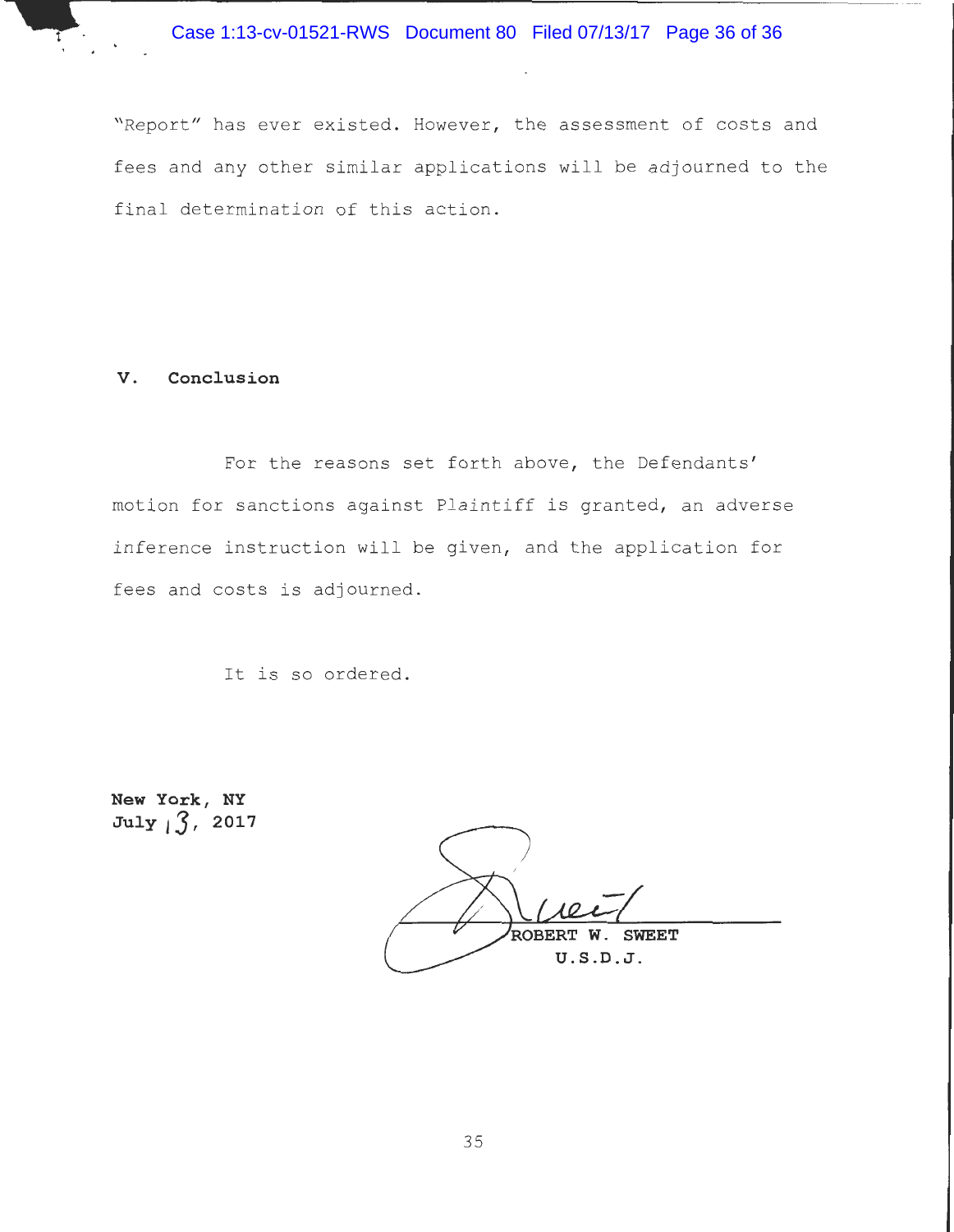"Report" has ever existed. However, the assessment of costs and fees and any other similar applications will be *adjourned* to the final determination of this action.

## V. Conclusion

For the reasons set forth above, the Defendants' motion for sanctions against Plaintiff is granted, an adverse inference instruction will be given, and the application for fees and costs is adjourned.

It is so ordered.

**New York, NY**
**July 13, 2017**

ROBERT W. SWEET
U.S.D.J.